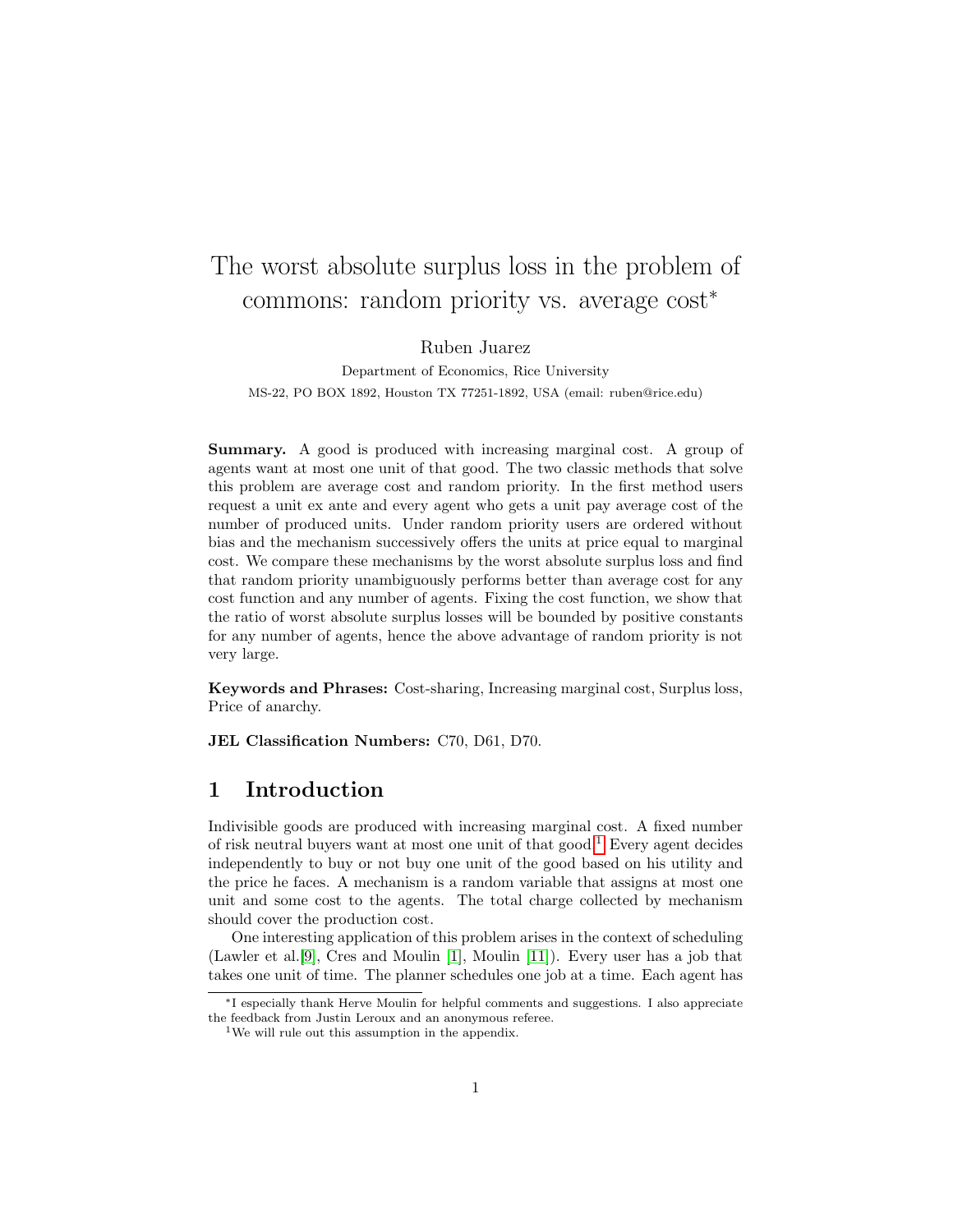# The worst absolute surplus loss in the problem of commons: random priority vs. average cost*

Ruben Juarez

Department of Economics, Rice University

MS-22, PO BOX 1892, Houston TX 77251-1892, USA (email: ruben@rice.edu)

**Summary.** A good is produced with increasing marginal cost. A group of agents want at most one unit of that good. The two classic methods that solve this problem are average cost and random priority. In the first method users request a unit ex ante and every agent who gets a unit pay average cost of the number of produced units. Under random priority users are ordered without bias and the mechanism successively offers the units at price equal to marginal cost. We compare these mechanisms by the worst absolute surplus loss and find that random priority unambiguously performs better than average cost for any cost function and any number of agents. Fixing the cost function, we show that the ratio of worst absolute surplus losses will be bounded by positive constants for any number of agents, hence the above advantage of random priority is not very large.

**Keywords and Phrases:** Cost-sharing, Increasing marginal cost, Surplus loss, Price of anarchy.

**JEL Classification Numbers:** C70, D61, D70.

## 1 Introduction

Indivisible goods are produced with increasing marginal cost. A fixed number of risk neutral buyers want at most one unit of that good.[1] Every agent decides independently to buy or not buy one unit of the good based on his utility and the price he faces. A mechanism is a random variable that assigns at most one unit and some cost to the agents. The total charge collected by mechanism should cover the production cost.

One interesting application of this problem arises in the context of scheduling (Lawler et al.[9], Cres and Moulin [1], Moulin [11]). Every user has a job that takes one unit of time. The planner schedules one job at a time. Each agent has

---

*I especially thank Herve Moulin for helpful comments and suggestions. I also appreciate the feedback from Justin Leroux and an anonymous referee.

[1] We will rule out this assumption in the appendix.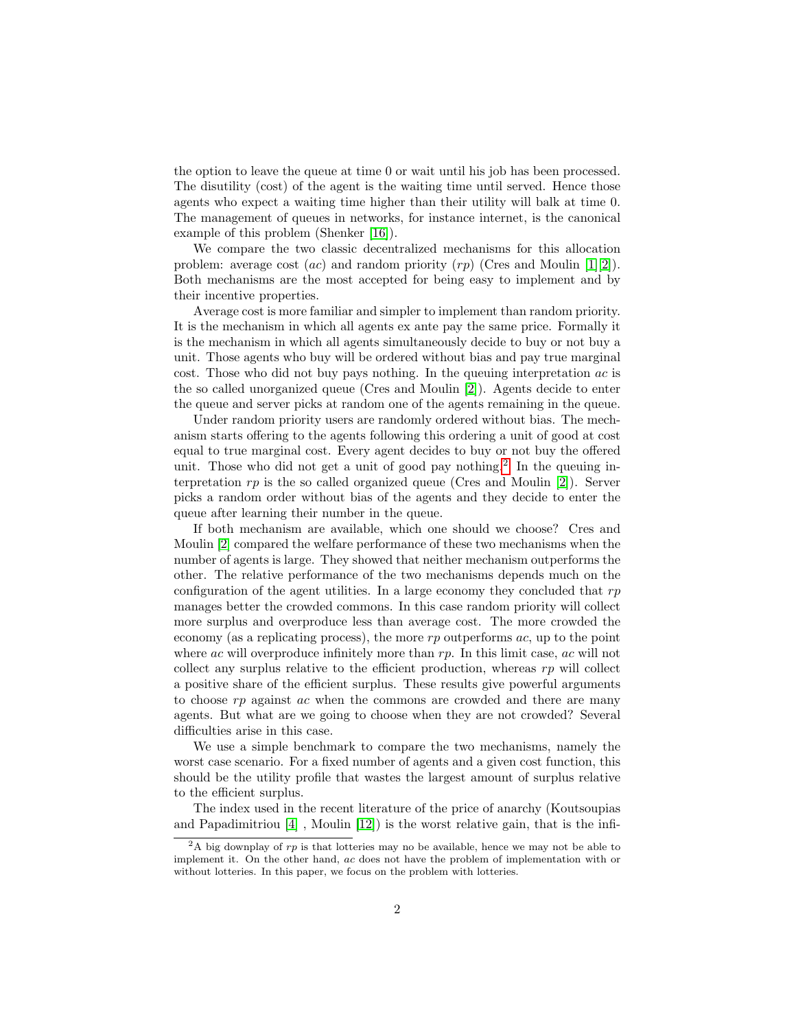the option to leave the queue at time 0 or wait until his job has been processed. The disutility (cost) of the agent is the waiting time until served. Hence those agents who expect a waiting time higher than their utility will balk at time 0. The management of queues in networks, for instance internet, is the canonical example of this problem (Shenker [16]).

We compare the two classic decentralized mechanisms for this allocation problem: average cost ($ac$) and random priority ($rp$) (Cres and Moulin [1][2]). Both mechanisms are the most accepted for being easy to implement and by their incentive properties.

Average cost is more familiar and simpler to implement than random priority. It is the mechanism in which all agents ex ante pay the same price. Formally it is the mechanism in which all agents simultaneously decide to buy or not buy a unit. Those agents who buy will be ordered without bias and pay true marginal cost. Those who did not buy pays nothing. In the queuing interpretation $ac$ is the so called unorganized queue (Cres and Moulin [2]). Agents decide to enter the queue and server picks at random one of the agents remaining in the queue.

Under random priority users are randomly ordered without bias. The mechanism starts offering to the agents following this ordering a unit of good at cost equal to true marginal cost. Every agent decides to buy or not buy the offered unit. Those who did not get a unit of good pay nothing.[2] In the queuing interpretation $rp$ is the so called organized queue (Cres and Moulin [2]). Server picks a random order without bias of the agents and they decide to enter the queue after learning their number in the queue.

If both mechanism are available, which one should we choose? Cres and Moulin [2] compared the welfare performance of these two mechanisms when the number of agents is large. They showed that neither mechanism outperforms the other. The relative performance of the two mechanisms depends much on the configuration of the agent utilities. In a large economy they concluded that $rp$ manages better the crowded commons. In this case random priority will collect more surplus and overproduce less than average cost. The more crowded the economy (as a replicating process), the more $rp$ outperforms $ac$, up to the point where $ac$ will overproduce infinitely more than $rp$. In this limit case, $ac$ will not collect any surplus relative to the efficient production, whereas $rp$ will collect a positive share of the efficient surplus. These results give powerful arguments to choose $rp$ against $ac$ when the commons are crowded and there are many agents. But what are we going to choose when they are not crowded? Several difficulties arise in this case.

We use a simple benchmark to compare the two mechanisms, namely the worst case scenario. For a fixed number of agents and a given cost function, this should be the utility profile that wastes the largest amount of surplus relative to the efficient surplus.

The index used in the recent literature of the price of anarchy (Koutsoupias and Papadimitriou [4] , Moulin [12]) is the worst relative gain, that is the infi-

[2] A big downplay of $rp$ is that lotteries may no be available, hence we may not be able to implement it. On the other hand, $ac$ does not have the problem of implementation with or without lotteries. In this paper, we focus on the problem with lotteries.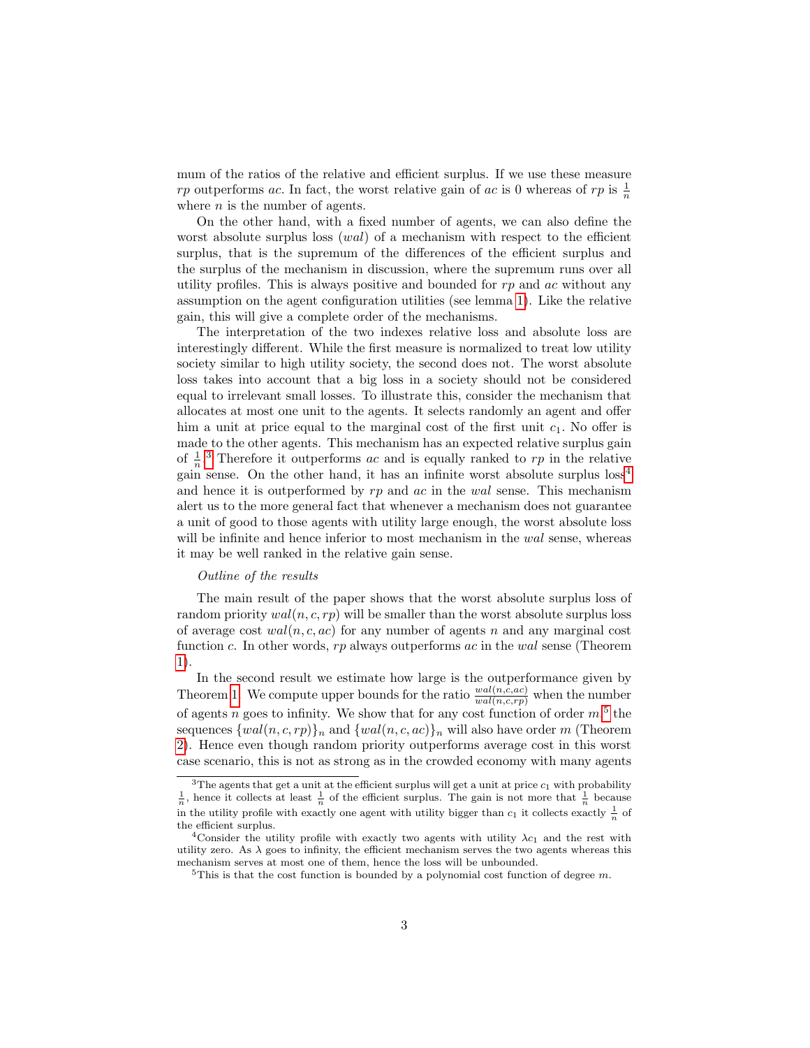mum of the ratios of the relative and efficient surplus. If we use these measure $rp$ outperforms $ac$. In fact, the worst relative gain of $ac$ is 0 whereas of $rp$ is $\frac{1}{n}$ where $n$ is the number of agents.

On the other hand, with a fixed number of agents, we can also define the worst absolute surplus loss ($wal$) of a mechanism with respect to the efficient surplus, that is the supremum of the differences of the efficient surplus and the surplus of the mechanism in discussion, where the supremum runs over all utility profiles. This is always positive and bounded for $rp$ and $ac$ without any assumption on the agent configuration utilities (see lemma 1). Like the relative gain, this will give a complete order of the mechanisms.

The interpretation of the two indexes relative loss and absolute loss are interestingly different. While the first measure is normalized to treat low utility society similar to high utility society, the second does not. The worst absolute loss takes into account that a big loss in a society should not be considered equal to irrelevant small losses. To illustrate this, consider the mechanism that allocates at most one unit to the agents. It selects randomly an agent and offer him a unit at price equal to the marginal cost of the first unit $c_1$. No offer is made to the other agents. This mechanism has an expected relative surplus gain of $\frac{1}{n}$.[3] Therefore it outperforms $ac$ and is equally ranked to $rp$ in the relative gain sense. On the other hand, it has an infinite worst absolute surplus loss[4] and hence it is outperformed by $rp$ and $ac$ in the $wal$ sense. This mechanism alert us to the more general fact that whenever a mechanism does not guarantee a unit of good to those agents with utility large enough, the worst absolute loss will be infinite and hence inferior to most mechanism in the $wal$ sense, whereas it may be well ranked in the relative gain sense.

*Outline of the results*

The main result of the paper shows that the worst absolute surplus loss of random priority $wal(n, c, rp)$ will be smaller than the worst absolute surplus loss of average cost $wal(n, c, ac)$ for any number of agents $n$ and any marginal cost function $c$. In other words, $rp$ always outperforms $ac$ in the $wal$ sense (Theorem 1).

In the second result we estimate how large is the outperformance given by Theorem 1. We compute upper bounds for the ratio $\frac{wal(n,c,ac)}{wal(n,c,rp)}$ when the number of agents $n$ goes to infinity. We show that for any cost function of order $m$,[5] the sequences $\{wal(n, c, rp)\}_n$ and $\{wal(n, c, ac)\}_n$ will also have order $m$ (Theorem 2). Hence even though random priority outperforms average cost in this worst case scenario, this is not as strong as in the crowded economy with many agents

---

[3] The agents that get a unit at the efficient surplus will get a unit at price $c_1$ with probability $\frac{1}{n}$, hence it collects at least $\frac{1}{n}$ of the efficient surplus. The gain is not more that $\frac{1}{n}$ because in the utility profile with exactly one agent with utility bigger than $c_1$ it collects exactly $\frac{1}{n}$ of the efficient surplus.

[4] Consider the utility profile with exactly two agents with utility $\lambda c_1$ and the rest with utility zero. As $\lambda$ goes to infinity, the efficient mechanism serves the two agents whereas this mechanism serves at most one of them, hence the loss will be unbounded.

[5] This is that the cost function is bounded by a polynomial cost function of degree $m$.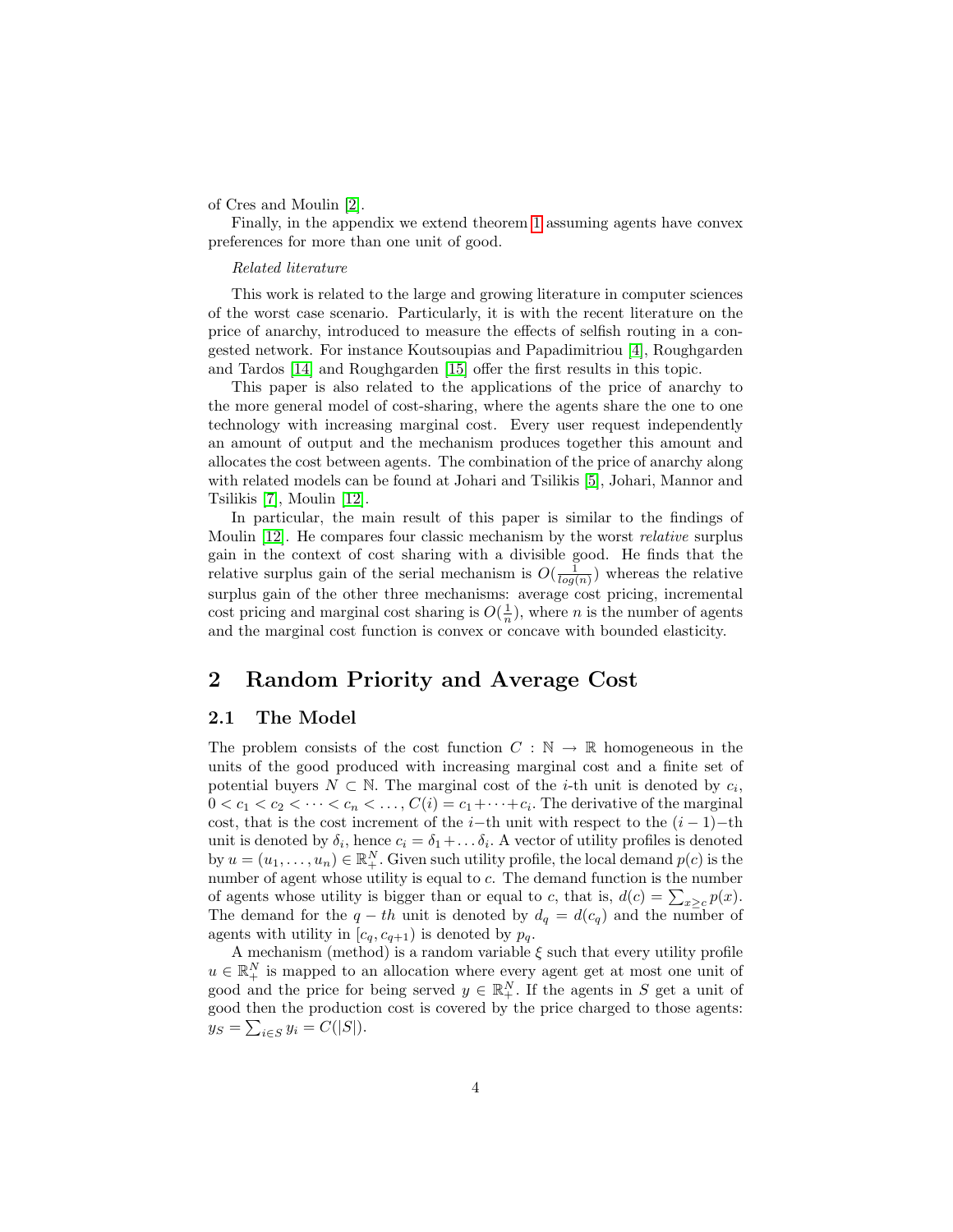of Cres and Moulin [2].

Finally, in the appendix we extend theorem 1 assuming agents have convex preferences for more than one unit of good.

*Related literature*

This work is related to the large and growing literature in computer sciences of the worst case scenario. Particularly, it is with the recent literature on the price of anarchy, introduced to measure the effects of selfish routing in a congested network. For instance Koutsoupias and Papadimitriou [4], Roughgarden and Tardos [14] and Roughgarden [15] offer the first results in this topic.

This paper is also related to the applications of the price of anarchy to the more general model of cost-sharing, where the agents share the one to one technology with increasing marginal cost. Every user request independently an amount of output and the mechanism produces together this amount and allocates the cost between agents. The combination of the price of anarchy along with related models can be found at Johari and Tsilikis [5], Johari, Mannor and Tsilikis [7], Moulin [12].

In particular, the main result of this paper is similar to the findings of Moulin [12]. He compares four classic mechanism by the worst *relative* surplus gain in the context of cost sharing with a divisible good. He finds that the relative surplus gain of the serial mechanism is $O(\frac{1}{log(n)})$ whereas the relative surplus gain of the other three mechanisms: average cost pricing, incremental cost pricing and marginal cost sharing is $O(\frac{1}{n})$, where $n$ is the number of agents and the marginal cost function is convex or concave with bounded elasticity.

## 2 Random Priority and Average Cost

### 2.1 The Model

The problem consists of the cost function $C : \mathbb{N} \to \mathbb{R}$ homogeneous in the units of the good produced with increasing marginal cost and a finite set of potential buyers $N \subset \mathbb{N}$. The marginal cost of the $i$-th unit is denoted by $c_i$, $0 < c_1 < c_2 < \cdots < c_n < \ldots$, $C(i) = c_1 + \cdots + c_i$. The derivative of the marginal cost, that is the cost increment of the $i-$th unit with respect to the $(i-1)-$th unit is denoted by $\delta_i$, hence $c_i = \delta_1 + \ldots \delta_i$. A vector of utility profiles is denoted by $u = (u_1, \ldots, u_n) \in \mathbb{R}^N_+$. Given such utility profile, the local demand $p(c)$ is the number of agent whose utility is equal to $c$. The demand function is the number of agents whose utility is bigger than or equal to $c$, that is, $d(c) = \sum_{x \geq c} p(x)$. The demand for the $q-th$ unit is denoted by $d_q = d(c_q)$ and the number of agents with utility in $[c_q, c_{q+1})$ is denoted by $p_q$.

A mechanism (method) is a random variable $\xi$ such that every utility profile $u \in \mathbb{R}^N_+$ is mapped to an allocation where every agent get at most one unit of good and the price for being served $y \in \mathbb{R}^N_+$. If the agents in $S$ get a unit of good then the production cost is covered by the price charged to those agents: $y_S = \sum_{i \in S} y_i = C(|S|)$.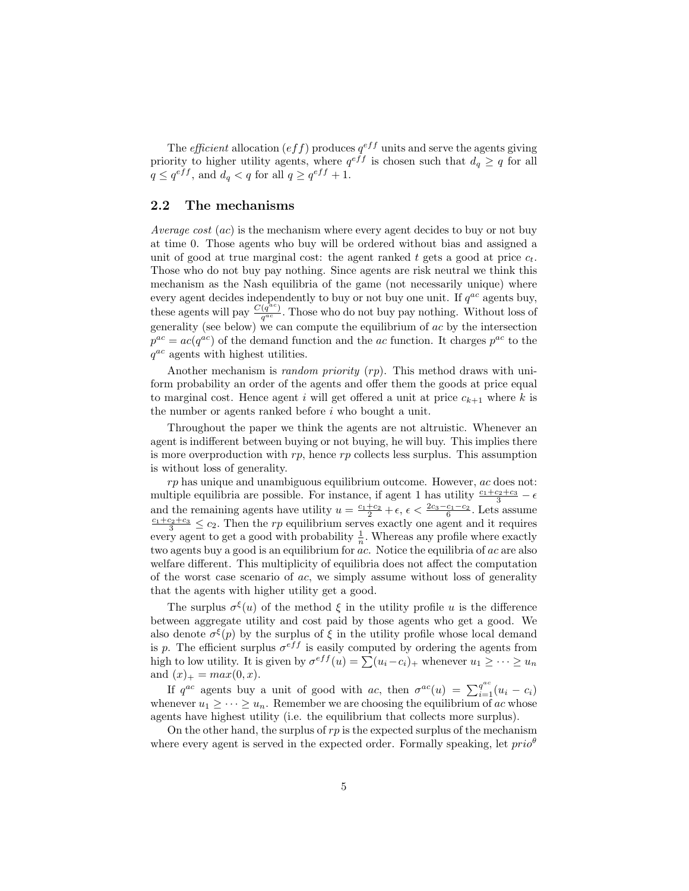The *efficient* allocation ($eff$) produces $q^{eff}$ units and serve the agents giving priority to higher utility agents, where $q^{eff}$ is chosen such that $d_q \geq q$ for all $q \leq q^{eff}$, and $d_q < q$ for all $q \geq q^{eff} + 1$.

## 2.2 The mechanisms

*Average cost* ($ac$) is the mechanism where every agent decides to buy or not buy at time 0. Those agents who buy will be ordered without bias and assigned a unit of good at true marginal cost: the agent ranked $t$ gets a good at price $c_t$. Those who do not buy pay nothing. Since agents are risk neutral we think this mechanism as the Nash equilibria of the game (not necessarily unique) where every agent decides independently to buy or not buy one unit. If $q^{ac}$ agents buy, these agents will pay $\frac{C(q^{ac})}{q^{ac}}$. Those who do not buy pay nothing. Without loss of generality (see below) we can compute the equilibrium of $ac$ by the intersection $p^{ac} = ac(q^{ac})$ of the demand function and the $ac$ function. It charges $p^{ac}$ to the $q^{ac}$ agents with highest utilities.

Another mechanism is *random priority* ($rp$). This method draws with uniform probability an order of the agents and offer them the goods at price equal to marginal cost. Hence agent $i$ will get offered a unit at price $c_{k+1}$ where $k$ is the number or agents ranked before $i$ who bought a unit.

Throughout the paper we think the agents are not altruistic. Whenever an agent is indifferent between buying or not buying, he will buy. This implies there is more overproduction with $rp$, hence $rp$ collects less surplus. This assumption is without loss of generality.

$rp$ has unique and unambiguous equilibrium outcome. However, $ac$ does not: multiple equilibria are possible. For instance, if agent 1 has utility $\frac{c_1+c_2+c_3}{3} - \epsilon$ and the remaining agents have utility $u = \frac{c_1+c_2}{2} + \epsilon$, $\epsilon < \frac{2c_3-c_1-c_2}{6}$. Lets assume $\frac{c_1+c_2+c_3}{3} \leq c_2$. Then the $rp$ equilibrium serves exactly one agent and it requires every agent to get a good with probability $\frac{1}{n}$. Whereas any profile where exactly two agents buy a good is an equilibrium for $ac$. Notice the equilibria of $ac$ are also welfare different. This multiplicity of equilibria does not affect the computation of the worst case scenario of $ac$, we simply assume without loss of generality that the agents with higher utility get a good.

The surplus $\sigma^{\xi}(u)$ of the method $\xi$ in the utility profile $u$ is the difference between aggregate utility and cost paid by those agents who get a good. We also denote $\sigma^{\xi}(p)$ by the surplus of $\xi$ in the utility profile whose local demand is $p$. The efficient surplus $\sigma^{eff}$ is easily computed by ordering the agents from high to low utility. It is given by $\sigma^{eff}(u) = \sum(u_i - c_i)_+$ whenever $u_1 \geq \cdots \geq u_n$ and $(x)_+ = max(0, x)$.

If $q^{ac}$ agents buy a unit of good with $ac$, then $\sigma^{ac}(u) = \sum_{i=1}^{q^{ac}}(u_i - c_i)$ whenever $u_1 \geq \cdots \geq u_n$. Remember we are choosing the equilibrium of $ac$ whose agents have highest utility (i.e. the equilibrium that collects more surplus).

On the other hand, the surplus of $rp$ is the expected surplus of the mechanism where every agent is served in the expected order. Formally speaking, let $prio^{\theta}$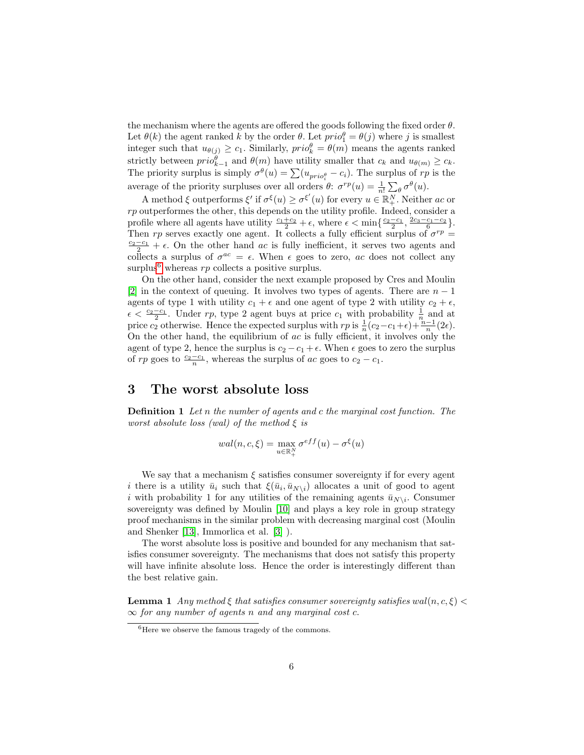the mechanism where the agents are offered the goods following the fixed order $\theta$. Let $\theta(k)$ the agent ranked $k$ by the order $\theta$. Let $prio_1^\theta = \theta(j)$ where $j$ is smallest integer such that $u_{\theta(j)} \geq c_1$. Similarly, $prio_k^\theta = \theta(m)$ means the agents ranked strictly between $prio_{k-1}^\theta$ and $\theta(m)$ have utility smaller that $c_k$ and $u_{\theta(m)} \geq c_k$. The priority surplus is simply $\sigma^\theta(u) = \sum(u_{prio_i^\theta} - c_i)$. The surplus of $rp$ is the average of the priority surpluses over all orders $\theta$: $\sigma^{rp}(u) = \frac{1}{n!}\sum_\theta \sigma^\theta(u)$.

A method $\xi$ outperforms $\xi'$ if $\sigma^\xi(u) \geq \sigma^{\xi'}(u)$ for every $u \in \mathbb{R}_+^N$. Neither $ac$ or $rp$ outperformes the other, this depends on the utility profile. Indeed, consider a profile where all agents have utility $\frac{c_1+c_2}{2} + \epsilon$, where $\epsilon < \min\{\frac{c_2-c_1}{2}, \frac{2c_3-c_1-c_2}{6}\}$. Then $rp$ serves exactly one agent. It collects a fully efficient surplus of $\sigma^{rp} = \frac{c_2-c_1}{2} + \epsilon$. On the other hand $ac$ is fully inefficient, it serves two agents and collects a surplus of $\sigma^{ac} = \epsilon$. When $\epsilon$ goes to zero, $ac$ does not collect any surplus[6] whereas $rp$ collects a positive surplus.

On the other hand, consider the next example proposed by Cres and Moulin [2] in the context of queuing. It involves two types of agents. There are $n-1$ agents of type 1 with utility $c_1 + \epsilon$ and one agent of type 2 with utility $c_2 + \epsilon$, $\epsilon < \frac{c_2-c_1}{2}$. Under $rp$, type 2 agent buys at price $c_1$ with probability $\frac{1}{n}$ and at price $c_2$ otherwise. Hence the expected surplus with $rp$ is $\frac{1}{n}(c_2-c_1+\epsilon)+\frac{n-1}{n}(2\epsilon)$. On the other hand, the equilibrium of $ac$ is fully efficient, it involves only the agent of type 2, hence the surplus is $c_2 - c_1 + \epsilon$. When $\epsilon$ goes to zero the surplus of $rp$ goes to $\frac{c_2-c_1}{n}$, whereas the surplus of $ac$ goes to $c_2 - c_1$.

## 3 The worst absolute loss

**Definition 1** *Let $n$ the number of agents and $c$ the marginal cost function. The worst absolute loss (wal) of the method $\xi$ is*

$$wal(n, c, \xi) = \max_{u \in \mathbb{R}_+^N} \sigma^{eff}(u) - \sigma^\xi(u)$$

We say that a mechanism $\xi$ satisfies consumer sovereignty if for every agent $i$ there is a utility $\bar{u}_i$ such that $\xi(\bar{u}_i, \bar{u}_{N\setminus i})$ allocates a unit of good to agent $i$ with probability 1 for any utilities of the remaining agents $\bar{u}_{N\setminus i}$. Consumer sovereignty was defined by Moulin [10] and plays a key role in group strategy proof mechanisms in the similar problem with decreasing marginal cost (Moulin and Shenker [13], Immorlica et al. [3] ).

The worst absolute loss is positive and bounded for any mechanism that satisfies consumer sovereignty. The mechanisms that does not satisfy this property will have infinite absolute loss. Hence the order is interestingly different than the best relative gain.

**Lemma 1** *Any method $\xi$ that satisfies consumer sovereignty satisfies $wal(n, c, \xi) < \infty$ for any number of agents $n$ and any marginal cost $c$.*

[6] Here we observe the famous tragedy of the commons.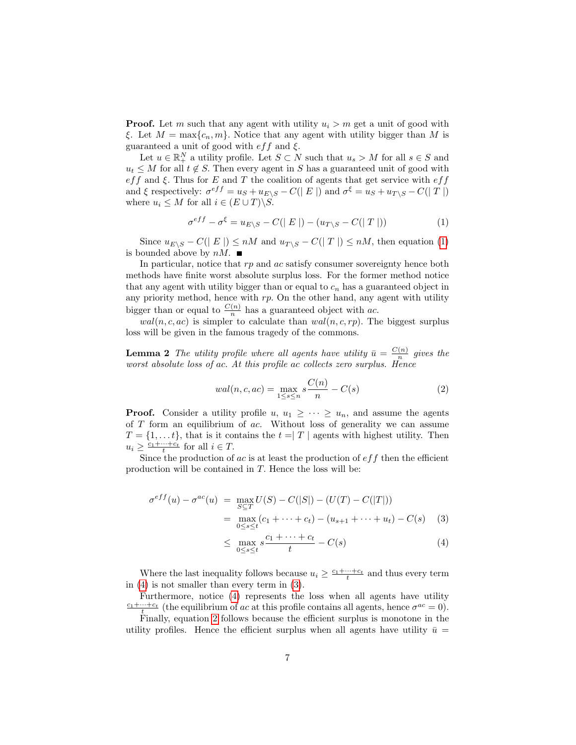**Proof.** Let $m$ such that any agent with utility $u_i > m$ get a unit of good with $\xi$. Let $M = \max\{c_n, m\}$. Notice that any agent with utility bigger than $M$ is guaranteed a unit of good with $eff$ and $\xi$.

Let $u \in \mathbb{R}^N_+$ a utility profile. Let $S \subset N$ such that $u_s > M$ for all $s \in S$ and $u_t \leq M$ for all $t \notin S$. Then every agent in $S$ has a guaranteed unit of good with $eff$ and $\xi$. Thus for $E$ and $T$ the coalition of agents that get service with $eff$ and $\xi$ respectively: $\sigma^{eff} = u_S + u_{E \setminus S} - C(\mid E \mid)$ and $\sigma^{\xi} = u_S + u_{T \setminus S} - C(\mid T \mid)$ where $u_i \leq M$ for all $i \in (E \cup T) \setminus S$.

$$\sigma^{eff} - \sigma^{\xi} = u_{E \setminus S} - C(\mid E \mid) - (u_{T \setminus S} - C(\mid T \mid)) \tag{1}$$

Since $u_{E \setminus S} - C(\mid E \mid) \leq nM$ and $u_{T \setminus S} - C(\mid T \mid) \leq nM$, then equation (1) is bounded above by $nM$. ■

In particular, notice that $rp$ and $ac$ satisfy consumer sovereignty hence both methods have finite worst absolute surplus loss. For the former method notice that any agent with utility bigger than or equal to $c_n$ has a guaranteed object in any priority method, hence with $rp$. On the other hand, any agent with utility bigger than or equal to $\frac{C(n)}{n}$ has a guaranteed object with $ac$.

$wal(n, c, ac)$ is simpler to calculate than $wal(n, c, rp)$. The biggest surplus loss will be given in the famous tragedy of the commons.

**Lemma 2** *The utility profile where all agents have utility $\bar{u} = \frac{C(n)}{n}$ gives the worst absolute loss of ac. At this profile ac collects zero surplus. Hence*

$$wal(n, c, ac) = \max_{1 \leq s \leq n} s\frac{C(n)}{n} - C(s) \tag{2}$$

**Proof.** Consider a utility profile $u$, $u_1 \geq \cdots \geq u_n$, and assume the agents of $T$ form an equilibrium of $ac$. Without loss of generality we can assume $T = \{1, \ldots t\}$, that is it contains the $t = \mid T \mid$ agents with highest utility. Then $u_i \geq \frac{c_1 + \cdots + c_t}{t}$ for all $i \in T$.

Since the production of $ac$ is at least the production of $eff$ then the efficient production will be contained in $T$. Hence the loss will be:

$$\begin{aligned}
\sigma^{eff}(u) - \sigma^{ac}(u) &= \max_{S \subseteq T} U(S) - C(|S|) - (U(T) - C(|T|)) \\
&= \max_{0 \leq s \leq t} (c_1 + \cdots + c_t) - (u_{s+1} + \cdots + u_t) - C(s) \qquad (3) \\
&\leq \max_{0 \leq s \leq t} s\frac{c_1 + \cdots + c_t}{t} - C(s) \qquad (4)
\end{aligned}$$

Where the last inequality follows because $u_i \geq \frac{c_1 + \cdots + c_t}{t}$ and thus every term in (4) is not smaller than every term in (3).

Furthermore, notice (4) represents the loss when all agents have utility $\frac{c_1 + \cdots + c_t}{t}$ (the equilibrium of $ac$ at this profile contains all agents, hence $\sigma^{ac} = 0$).

Finally, equation 2 follows because the efficient surplus is monotone in the utility profiles. Hence the efficient surplus when all agents have utility $\bar{u} =$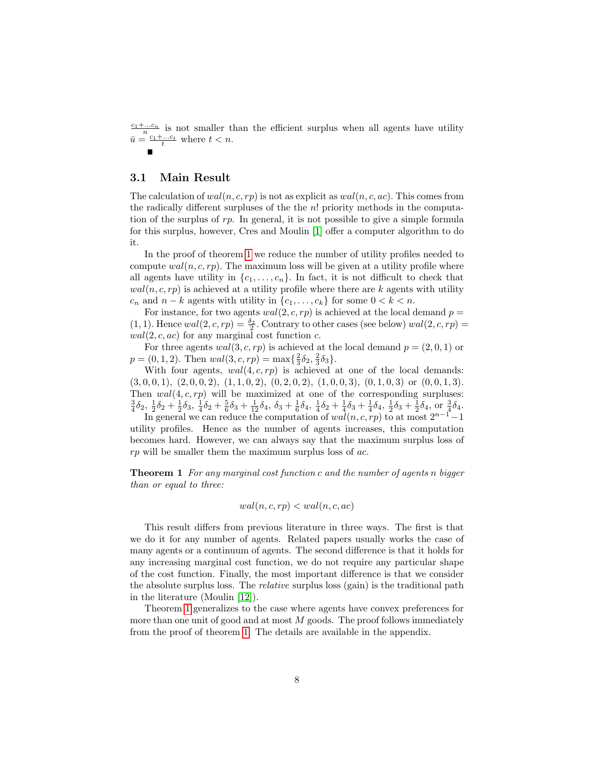$\frac{c_1+\ldots c_n}{n}$ is not smaller than the efficient surplus when all agents have utility $\bar{u} = \frac{c_1+\ldots c_t}{t}$ where $t < n$.

■

### 3.1 Main Result

The calculation of $wal(n, c, rp)$ is not as explicit as $wal(n, c, ac)$. This comes from the radically different surpluses of the the $n!$ priority methods in the computation of the surplus of $rp$. In general, it is not possible to give a simple formula for this surplus, however, Cres and Moulin [1] offer a computer algorithm to do it.

In the proof of theorem 1 we reduce the number of utility profiles needed to compute $wal(n, c, rp)$. The maximum loss will be given at a utility profile where all agents have utility in $\{c_1, \ldots, c_n\}$. In fact, it is not difficult to check that $wal(n, c, rp)$ is achieved at a utility profile where there are $k$ agents with utility $c_n$ and $n-k$ agents with utility in $\{c_1, \ldots, c_k\}$ for some $0 < k < n$.

For instance, for two agents $wal(2, c, rp)$ is achieved at the local demand $p = (1, 1)$. Hence $wal(2, c, rp) = \frac{\delta_2}{2}$. Contrary to other cases (see below) $wal(2, c, rp) = wal(2, c, ac)$ for any marginal cost function $c$.

For three agents $wal(3, c, rp)$ is achieved at the local demand $p = (2, 0, 1)$ or $p = (0, 1, 2)$. Then $wal(3, c, rp) = \max\{\frac{2}{3}\delta_2, \frac{2}{3}\delta_3\}$.

With four agents, $wal(4, c, rp)$ is achieved at one of the local demands: $(3, 0, 0, 1)$, $(2, 0, 0, 2)$, $(1, 1, 0, 2)$, $(0, 2, 0, 2)$, $(1, 0, 0, 3)$, $(0, 1, 0, 3)$ or $(0, 0, 1, 3)$. Then $wal(4, c, rp)$ will be maximized at one of the corresponding surpluses: $\frac{3}{4}\delta_2$, $\frac{1}{2}\delta_2 + \frac{1}{2}\delta_3$, $\frac{1}{4}\delta_2 + \frac{5}{6}\delta_3 + \frac{1}{12}\delta_4$, $\delta_3 + \frac{1}{6}\delta_4$, $\frac{1}{4}\delta_2 + \frac{1}{4}\delta_3 + \frac{1}{4}\delta_4$, $\frac{1}{2}\delta_3 + \frac{1}{2}\delta_4$, or $\frac{3}{4}\delta_4$.

In general we can reduce the computation of $wal(n, c, rp)$ to at most $2^{n-1}-1$ utility profiles. Hence as the number of agents increases, this computation becomes hard. However, we can always say that the maximum surplus loss of $rp$ will be smaller them the maximum surplus loss of $ac$.

**Theorem 1** *For any marginal cost function $c$ and the number of agents $n$ bigger than or equal to three:*

$$wal(n, c, rp) < wal(n, c, ac)$$

This result differs from previous literature in three ways. The first is that we do it for any number of agents. Related papers usually works the case of many agents or a continuum of agents. The second difference is that it holds for any increasing marginal cost function, we do not require any particular shape of the cost function. Finally, the most important difference is that we consider the absolute surplus loss. The *relative* surplus loss (gain) is the traditional path in the literature (Moulin [12]).

Theorem 1 generalizes to the case where agents have convex preferences for more than one unit of good and at most $M$ goods. The proof follows immediately from the proof of theorem 1. The details are available in the appendix.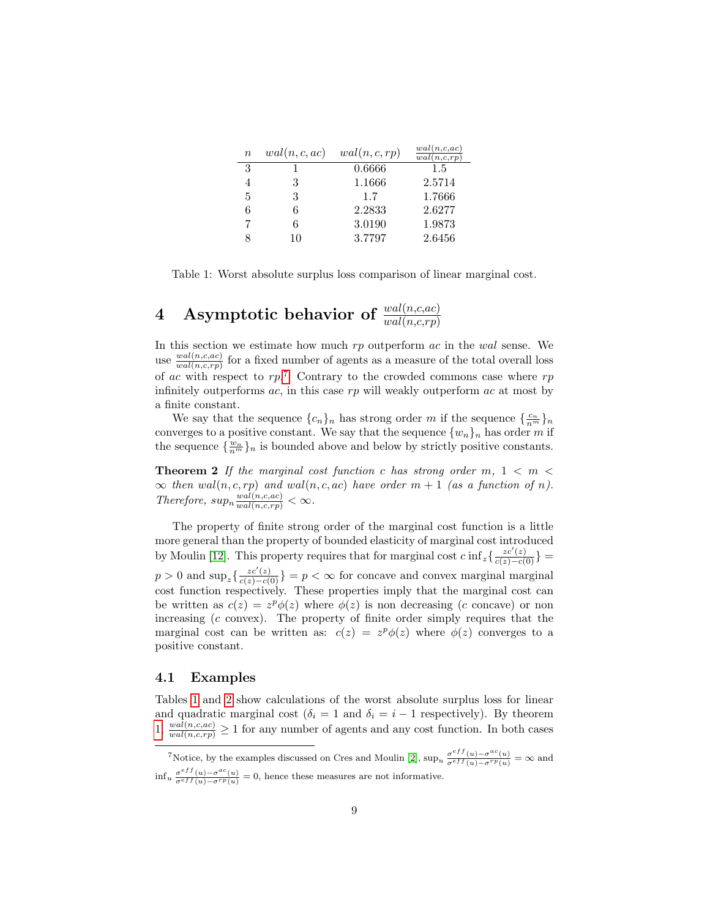| $n$ | $wal(n,c,ac)$ | $wal(n,c,rp)$ | $\frac{wal(n,c,ac)}{wal(n,c,rp)}$ |
|---|---|---|---|
| 3 | 1 | 0.6666 | 1.5 |
| 4 | 3 | 1.1666 | 2.5714 |
| 5 | 3 | 1.7 | 1.7666 |
| 6 | 6 | 2.2833 | 2.6277 |
| 7 | 6 | 3.0190 | 1.9873 |
| 8 | 10 | 3.7797 | 2.6456 |

Table 1: Worst absolute surplus loss comparison of linear marginal cost.

# 4 Asymptotic behavior of $\frac{wal(n,c,ac)}{wal(n,c,rp)}$

In this section we estimate how much $rp$ outperform $ac$ in the $wal$ sense. We use $\frac{wal(n,c,ac)}{wal(n,c,rp)}$ for a fixed number of agents as a measure of the total overall loss of $ac$ with respect to $rp$.[7] Contrary to the crowded commons case where $rp$ infinitely outperforms $ac$, in this case $rp$ will weakly outperform $ac$ at most by a finite constant.

We say that the sequence $\{c_n\}_n$ has strong order $m$ if the sequence $\{\frac{c_n}{n^m}\}_n$ converges to a positive constant. We say that the sequence $\{w_n\}_n$ has order $m$ if the sequence $\{\frac{w_n}{n^m}\}_n$ is bounded above and below by strictly positive constants.

**Theorem 2** *If the marginal cost function $c$ has strong order $m$, $1 < m < \infty$ then $wal(n,c,rp)$ and $wal(n,c,ac)$ have order $m+1$ (as a function of $n$). Therefore, $sup_n \frac{wal(n,c,ac)}{wal(n,c,rp)} < \infty$.*

The property of finite strong order of the marginal cost function is a little more general than the property of bounded elasticity of marginal cost introduced by Moulin [12]. This property requires that for marginal cost $c$ $\inf_z\{\frac{zc'(z)}{c(z)-c(0)}\} = p > 0$ and $\sup_z\{\frac{zc'(z)}{c(z)-c(0)}\} = p < \infty$ for concave and convex marginal marginal cost function respectively. These properties imply that the marginal cost can be written as $c(z) = z^p\phi(z)$ where $\phi(z)$ is non decreasing ($c$ concave) or non increasing ($c$ convex). The property of finite order simply requires that the marginal cost can be written as: $c(z) = z^p\phi(z)$ where $\phi(z)$ converges to a positive constant.

## 4.1 Examples

Tables 1 and 2 show calculations of the worst absolute surplus loss for linear and quadratic marginal cost ($\delta_i = 1$ and $\delta_i = i-1$ respectively). By theorem 1, $\frac{wal(n,c,ac)}{wal(n,c,rp)} \geq 1$ for any number of agents and any cost function. In both cases

[7] Notice, by the examples discussed on Cres and Moulin [2], $\sup_u \frac{\sigma^{eff}(u)-\sigma^{ac}(u)}{\sigma^{eff}(u)-\sigma^{rp}(u)} = \infty$ and $\inf_u \frac{\sigma^{eff}(u)-\sigma^{ac}(u)}{\sigma^{eff}(u)-\sigma^{rp}(u)} = 0$, hence these measures are not informative.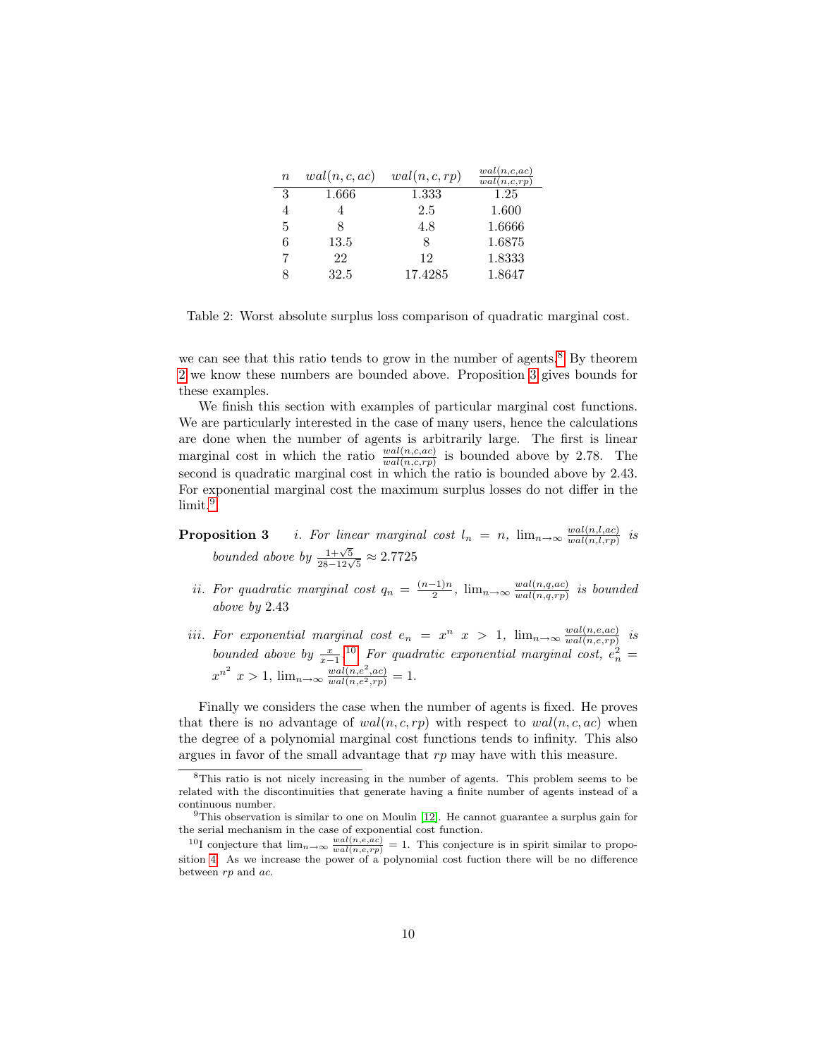| $n$ | $wal(n,c,ac)$ | $wal(n,c,rp)$ | $\frac{wal(n,c,ac)}{wal(n,c,rp)}$ |
|---|---|---|---|
| 3 | 1.666 | 1.333 | 1.25 |
| 4 | 4 | 2.5 | 1.600 |
| 5 | 8 | 4.8 | 1.6666 |
| 6 | 13.5 | 8 | 1.6875 |
| 7 | 22 | 12 | 1.8333 |
| 8 | 32.5 | 17.4285 | 1.8647 |

Table 2: Worst absolute surplus loss comparison of quadratic marginal cost.

we can see that this ratio tends to grow in the number of agents.[8] By theorem 2 we know these numbers are bounded above. Proposition 3 gives bounds for these examples.

We finish this section with examples of particular marginal cost functions. We are particularly interested in the case of many users, hence the calculations are done when the number of agents is arbitrarily large. The first is linear marginal cost in which the ratio $\frac{wal(n,c,ac)}{wal(n,c,rp)}$ is bounded above by 2.78. The second is quadratic marginal cost in which the ratio is bounded above by 2.43. For exponential marginal cost the maximum surplus losses do not differ in the limit.[9]

**Proposition 3** *i. For linear marginal cost $l_n = n$, $\lim_{n\to\infty} \frac{wal(n,l,ac)}{wal(n,l,rp)}$ is bounded above by $\frac{1+\sqrt{5}}{28-12\sqrt{5}} \approx 2.7725$*

*ii. For quadratic marginal cost $q_n = \frac{(n-1)n}{2}$, $\lim_{n\to\infty} \frac{wal(n,q,ac)}{wal(n,q,rp)}$ is bounded above by 2.43*

*iii. For exponential marginal cost $e_n = x^n$ $x > 1$, $\lim_{n\to\infty} \frac{wal(n,e,ac)}{wal(n,e,rp)}$ is bounded above by $\frac{x}{x-1}$.[10] For quadratic exponential marginal cost, $e^2_n = x^{n^2}$ $x > 1$, $\lim_{n\to\infty} \frac{wal(n,e^2,ac)}{wal(n,e^2,rp)} = 1$.*

Finally we considers the case when the number of agents is fixed. He proves that there is no advantage of $wal(n,c,rp)$ with respect to $wal(n,c,ac)$ when the degree of a polynomial marginal cost functions tends to infinity. This also argues in favor of the small advantage that $rp$ may have with this measure.

---

[8] This ratio is not nicely increasing in the number of agents. This problem seems to be related with the discontinuities that generate having a finite number of agents instead of a continuous number.

[9] This observation is similar to one on Moulin [12]. He cannot guarantee a surplus gain for the serial mechanism in the case of exponential cost function.

[10] I conjecture that $\lim_{n\to\infty} \frac{wal(n,e,ac)}{wal(n,e,rp)} = 1$. This conjecture is in spirit similar to proposition 4. As we increase the power of a polynomial cost fuction there will be no difference between $rp$ and $ac$.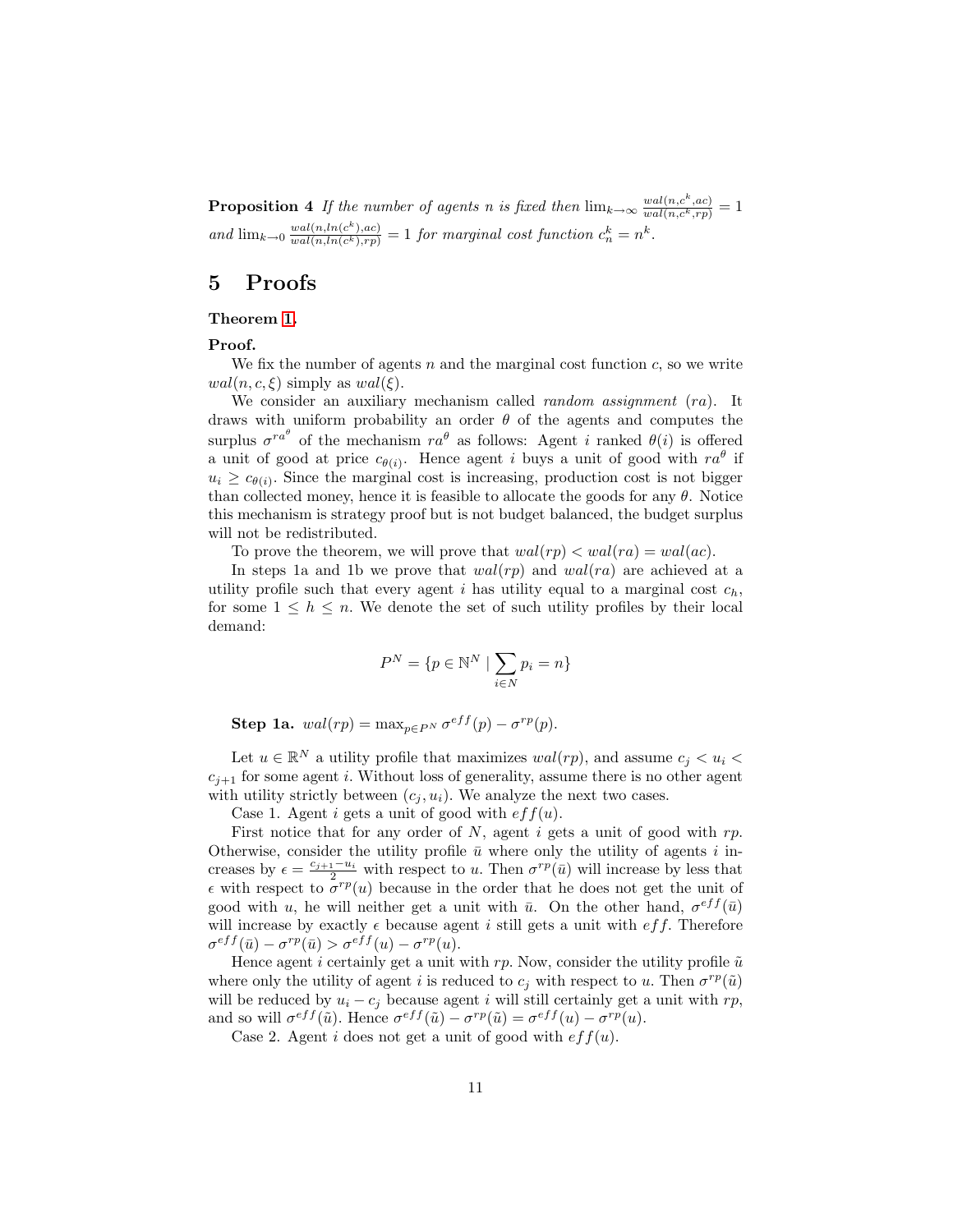**Proposition 4** *If the number of agents $n$ is fixed then $\lim_{k\to\infty} \frac{wal(n,c^k,ac)}{wal(n,c^k,rp)} = 1$ and $\lim_{k\to 0} \frac{wal(n,ln(c^k),ac)}{wal(n,ln(c^k),rp)} = 1$ for marginal cost function $c^k_n = n^k$.*

## 5 Proofs

**Theorem 1.**

**Proof.**

We fix the number of agents $n$ and the marginal cost function $c$, so we write $wal(n, c, \xi)$ simply as $wal(\xi)$.

We consider an auxiliary mechanism called *random assignment* ($ra$). It draws with uniform probability an order $\theta$ of the agents and computes the surplus $\sigma^{ra^\theta}$ of the mechanism $ra^\theta$ as follows: Agent $i$ ranked $\theta(i)$ is offered a unit of good at price $c_{\theta(i)}$. Hence agent $i$ buys a unit of good with $ra^\theta$ if $u_i \geq c_{\theta(i)}$. Since the marginal cost is increasing, production cost is not bigger than collected money, hence it is feasible to allocate the goods for any $\theta$. Notice this mechanism is strategy proof but is not budget balanced, the budget surplus will not be redistributed.

To prove the theorem, we will prove that $wal(rp) < wal(ra) = wal(ac)$.

In steps 1a and 1b we prove that $wal(rp)$ and $wal(ra)$ are achieved at a utility profile such that every agent $i$ has utility equal to a marginal cost $c_h$, for some $1 \leq h \leq n$. We denote the set of such utility profiles by their local demand:

$$P^N = \{p \in \mathbb{N}^N \mid \sum_{i \in N} p_i = n\}$$

**Step 1a.** $wal(rp) = \max_{p \in P^N} \sigma^{eff}(p) - \sigma^{rp}(p)$.

Let $u \in \mathbb{R}^N$ a utility profile that maximizes $wal(rp)$, and assume $c_j < u_i < c_{j+1}$ for some agent $i$. Without loss of generality, assume there is no other agent with utility strictly between $(c_j, u_i)$. We analyze the next two cases.

Case 1. Agent $i$ gets a unit of good with $eff(u)$.

First notice that for any order of $N$, agent $i$ gets a unit of good with $rp$. Otherwise, consider the utility profile $\bar{u}$ where only the utility of agents $i$ increases by $\epsilon = \frac{c_{j+1} - u_i}{2}$ with respect to $u$. Then $\sigma^{rp}(\bar{u})$ will increase by less that $\epsilon$ with respect to $\sigma^{rp}(u)$ because in the order that he does not get the unit of good with $u$, he will neither get a unit with $\bar{u}$. On the other hand, $\sigma^{eff}(\bar{u})$ will increase by exactly $\epsilon$ because agent $i$ still gets a unit with $eff$. Therefore $\sigma^{eff}(\bar{u}) - \sigma^{rp}(\bar{u}) > \sigma^{eff}(u) - \sigma^{rp}(u)$.

Hence agent $i$ certainly get a unit with $rp$. Now, consider the utility profile $\tilde{u}$ where only the utility of agent $i$ is reduced to $c_j$ with respect to $u$. Then $\sigma^{rp}(\tilde{u})$ will be reduced by $u_i - c_j$ because agent $i$ will still certainly get a unit with $rp$, and so will $\sigma^{eff}(\tilde{u})$. Hence $\sigma^{eff}(\tilde{u}) - \sigma^{rp}(\tilde{u}) = \sigma^{eff}(u) - \sigma^{rp}(u)$.

Case 2. Agent $i$ does not get a unit of good with $eff(u)$.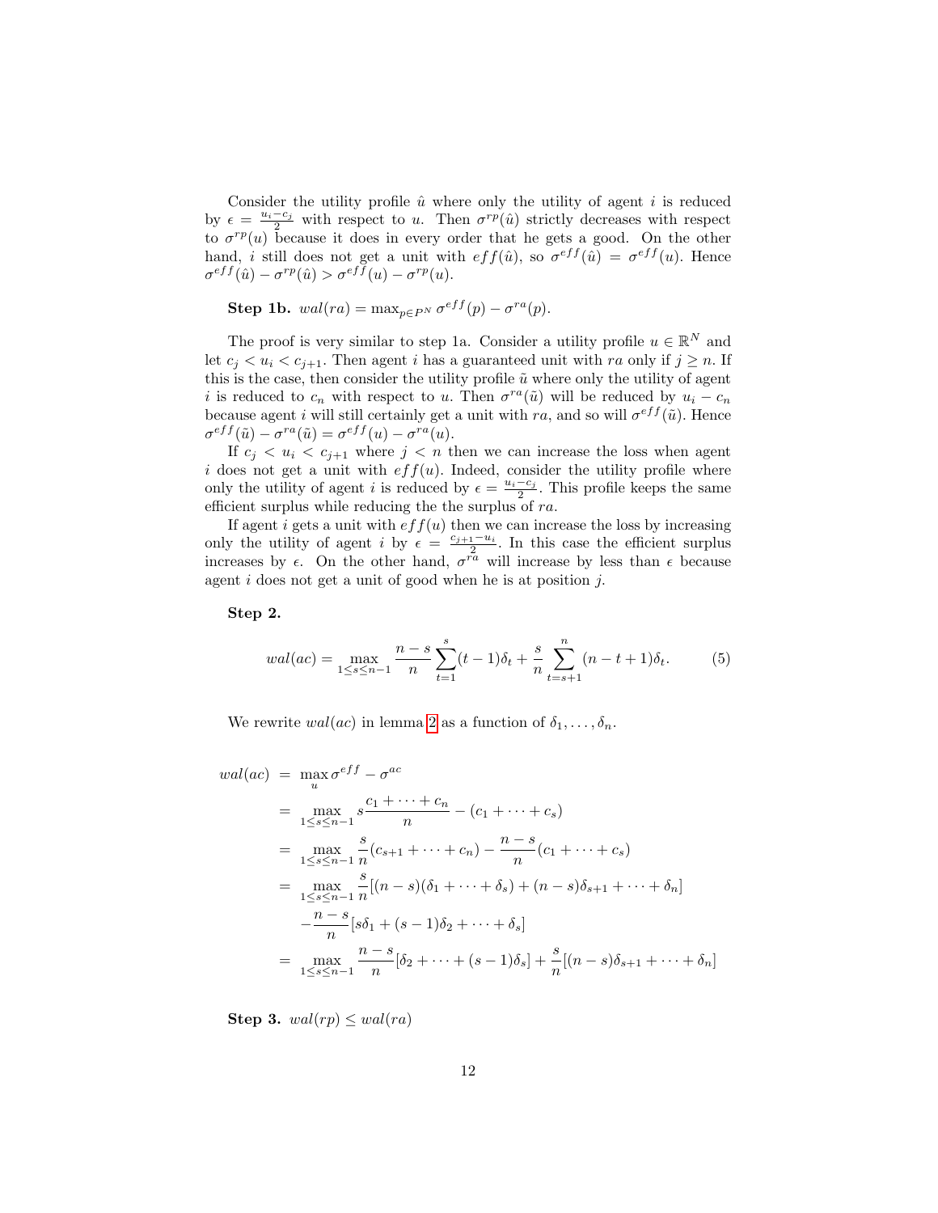Consider the utility profile $\hat{u}$ where only the utility of agent $i$ is reduced by $\epsilon = \frac{u_i - c_j}{2}$ with respect to $u$. Then $\sigma^{rp}(\hat{u})$ strictly decreases with respect to $\sigma^{rp}(u)$ because it does in every order that he gets a good. On the other hand, $i$ still does not get a unit with $eff(\hat{u})$, so $\sigma^{eff}(\hat{u}) = \sigma^{eff}(u)$. Hence $\sigma^{eff}(\hat{u}) - \sigma^{rp}(\hat{u}) > \sigma^{eff}(u) - \sigma^{rp}(u)$.

**Step 1b.** $wal(ra) = \max_{p \in P^N} \sigma^{eff}(p) - \sigma^{ra}(p)$.

The proof is very similar to step 1a. Consider a utility profile $u \in \mathbb{R}^N$ and let $c_j < u_i < c_{j+1}$. Then agent $i$ has a guaranteed unit with $ra$ only if $j \geq n$. If this is the case, then consider the utility profile $\tilde{u}$ where only the utility of agent $i$ is reduced to $c_n$ with respect to $u$. Then $\sigma^{ra}(\tilde{u})$ will be reduced by $u_i - c_n$ because agent $i$ will still certainly get a unit with $ra$, and so will $\sigma^{eff}(\tilde{u})$. Hence $\sigma^{eff}(\tilde{u}) - \sigma^{ra}(\tilde{u}) = \sigma^{eff}(u) - \sigma^{ra}(u)$.

If $c_j < u_i < c_{j+1}$ where $j < n$ then we can increase the loss when agent $i$ does not get a unit with $eff(u)$. Indeed, consider the utility profile where only the utility of agent $i$ is reduced by $\epsilon = \frac{u_i - c_j}{2}$. This profile keeps the same efficient surplus while reducing the the surplus of $ra$.

If agent $i$ gets a unit with $eff(u)$ then we can increase the loss by increasing only the utility of agent $i$ by $\epsilon = \frac{c_{j+1} - u_i}{2}$. In this case the efficient surplus increases by $\epsilon$. On the other hand, $\sigma^{ra}$ will increase by less than $\epsilon$ because agent $i$ does not get a unit of good when he is at position $j$.

**Step 2.**

$$wal(ac) = \max_{1 \leq s \leq n-1} \frac{n-s}{n} \sum_{t=1}^{s} (t-1)\delta_t + \frac{s}{n} \sum_{t=s+1}^{n} (n-t+1)\delta_t. \tag{5}$$

We rewrite $wal(ac)$ in lemma 2 as a function of $\delta_1, \ldots, \delta_n$.

$$\begin{aligned}
wal(ac) &= \max_{u} \sigma^{eff} - \sigma^{ac} \\
&= \max_{1 \leq s \leq n-1} s\frac{c_1 + \cdots + c_n}{n} - (c_1 + \cdots + c_s) \\
&= \max_{1 \leq s \leq n-1} \frac{s}{n}(c_{s+1} + \cdots + c_n) - \frac{n-s}{n}(c_1 + \cdots + c_s) \\
&= \max_{1 \leq s \leq n-1} \frac{s}{n}[(n-s)(\delta_1 + \cdots + \delta_s) + (n-s)\delta_{s+1} + \cdots + \delta_n] \\
&\quad - \frac{n-s}{n}[s\delta_1 + (s-1)\delta_2 + \cdots + \delta_s] \\
&= \max_{1 \leq s \leq n-1} \frac{n-s}{n}[\delta_2 + \cdots + (s-1)\delta_s] + \frac{s}{n}[(n-s)\delta_{s+1} + \cdots + \delta_n]
\end{aligned}$$

**Step 3.** $wal(rp) \leq wal(ra)$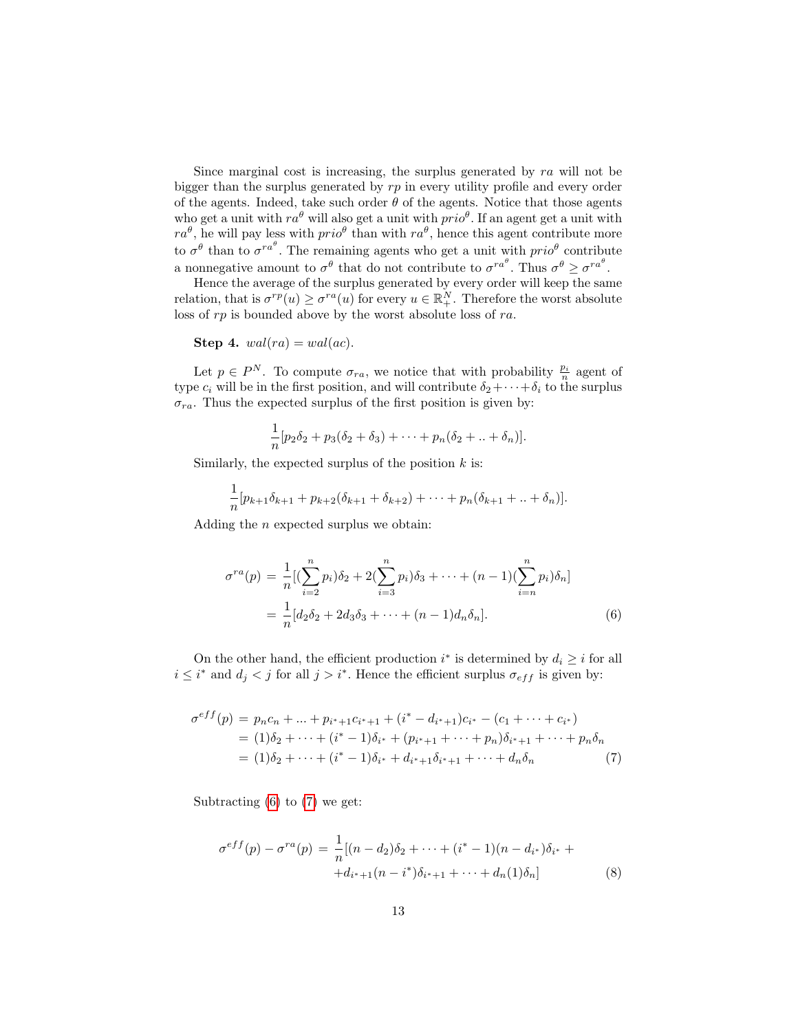Since marginal cost is increasing, the surplus generated by $ra$ will not be bigger than the surplus generated by $rp$ in every utility profile and every order of the agents. Indeed, take such order $\theta$ of the agents. Notice that those agents who get a unit with $ra^\theta$ will also get a unit with $prio^\theta$. If an agent get a unit with $ra^\theta$, he will pay less with $prio^\theta$ than with $ra^\theta$, hence this agent contribute more to $\sigma^\theta$ than to $\sigma^{ra^\theta}$. The remaining agents who get a unit with $prio^\theta$ contribute a nonnegative amount to $\sigma^\theta$ that do not contribute to $\sigma^{ra^\theta}$. Thus $\sigma^\theta \geq \sigma^{ra^\theta}$.

Hence the average of the surplus generated by every order will keep the same relation, that is $\sigma^{rp}(u) \geq \sigma^{ra}(u)$ for every $u \in \mathbb{R}^N_+$. Therefore the worst absolute loss of $rp$ is bounded above by the worst absolute loss of $ra$.

**Step 4.** $wal(ra) = wal(ac)$.

Let $p \in P^N$. To compute $\sigma_{ra}$, we notice that with probability $\frac{p_i}{n}$ agent of type $c_i$ will be in the first position, and will contribute $\delta_2 + \cdots + \delta_i$ to the surplus $\sigma_{ra}$. Thus the expected surplus of the first position is given by:

$$\frac{1}{n}[p_2\delta_2 + p_3(\delta_2 + \delta_3) + \cdots + p_n(\delta_2 + .. + \delta_n)].$$

Similarly, the expected surplus of the position $k$ is:

$$\frac{1}{n}[p_{k+1}\delta_{k+1} + p_{k+2}(\delta_{k+1} + \delta_{k+2}) + \cdots + p_n(\delta_{k+1} + .. + \delta_n)].$$

Adding the $n$ expected surplus we obtain:

$$\begin{aligned}
\sigma^{ra}(p) &= \frac{1}{n}[(\sum_{i=2}^{n} p_i)\delta_2 + 2(\sum_{i=3}^{n} p_i)\delta_3 + \cdots + (n-1)(\sum_{i=n}^{n} p_i)\delta_n] \\
&= \frac{1}{n}[d_2\delta_2 + 2d_3\delta_3 + \cdots + (n-1)d_n\delta_n]. \qquad (6)
\end{aligned}$$

On the other hand, the efficient production $i^*$ is determined by $d_i \geq i$ for all $i \leq i^*$ and $d_j < j$ for all $j > i^*$. Hence the efficient surplus $\sigma_{eff}$ is given by:

$$\begin{aligned}
\sigma^{eff}(p) &= p_n c_n + ... + p_{i^*+1}c_{i^*+1} + (i^* - d_{i^*+1})c_{i^*} - (c_1 + \cdots + c_{i^*}) \\
&= (1)\delta_2 + \cdots + (i^* - 1)\delta_{i^*} + (p_{i^*+1} + \cdots + p_n)\delta_{i^*+1} + \cdots + p_n\delta_n \\
&= (1)\delta_2 + \cdots + (i^* - 1)\delta_{i^*} + d_{i^*+1}\delta_{i^*+1} + \cdots + d_n\delta_n \qquad (7)
\end{aligned}$$

Subtracting (6) to (7) we get:

$$\begin{aligned}
\sigma^{eff}(p) - \sigma^{ra}(p) &= \frac{1}{n}[(n - d_2)\delta_2 + \cdots + (i^* - 1)(n - d_{i^*})\delta_{i^*} + \\
&\quad + d_{i^*+1}(n - i^*)\delta_{i^*+1} + \cdots + d_n(1)\delta_n] \qquad (8)
\end{aligned}$$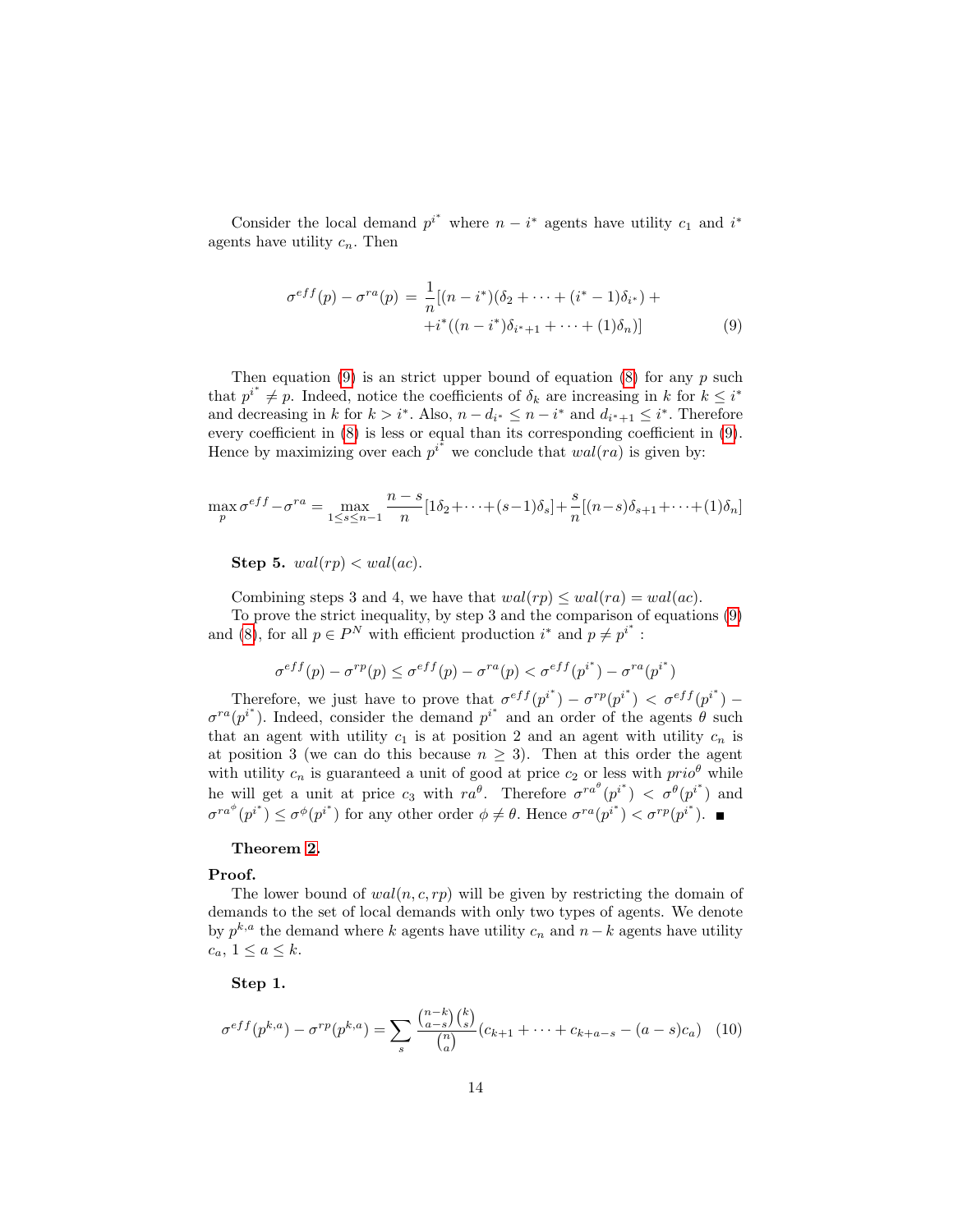Consider the local demand $p^{i^*}$ where $n - i^*$ agents have utility $c_1$ and $i^*$ agents have utility $c_n$. Then

$$\sigma^{eff}(p) - \sigma^{ra}(p) = \frac{1}{n}[(n-i^*)(\delta_2 + \cdots + (i^*-1)\delta_{i^*}) + \\ +i^*((n-i^*)\delta_{i^*+1} + \cdots + (1)\delta_n)] \quad (9)$$

Then equation (9) is an strict upper bound of equation (8) for any $p$ such that $p^{i^*} \neq p$. Indeed, notice the coefficients of $\delta_k$ are increasing in $k$ for $k \leq i^*$ and decreasing in $k$ for $k > i^*$. Also, $n - d_{i^*} \leq n - i^*$ and $d_{i^*+1} \leq i^*$. Therefore every coefficient in (8) is less or equal than its corresponding coefficient in (9). Hence by maximizing over each $p^{i^*}$ we conclude that $wal(ra)$ is given by:

$$\max_p \sigma^{eff} - \sigma^{ra} = \max_{1 \leq s \leq n-1} \frac{n-s}{n}[1\delta_2 + \cdots + (s-1)\delta_s] + \frac{s}{n}[(n-s)\delta_{s+1} + \cdots + (1)\delta_n]$$

**Step 5.** $wal(rp) < wal(ac)$.

Combining steps 3 and 4, we have that $wal(rp) \leq wal(ra) = wal(ac)$.

To prove the strict inequality, by step 3 and the comparison of equations (9) and (8), for all $p \in P^N$ with efficient production $i^*$ and $p \neq p^{i^*}$ :

$$\sigma^{eff}(p) - \sigma^{rp}(p) \leq \sigma^{eff}(p) - \sigma^{ra}(p) < \sigma^{eff}(p^{i^*}) - \sigma^{ra}(p^{i^*})$$

Therefore, we just have to prove that $\sigma^{eff}(p^{i^*}) - \sigma^{rp}(p^{i^*}) < \sigma^{eff}(p^{i^*}) - \sigma^{ra}(p^{i^*})$. Indeed, consider the demand $p^{i^*}$ and an order of the agents $\theta$ such that an agent with utility $c_1$ is at position 2 and an agent with utility $c_n$ is at position 3 (we can do this because $n \geq 3$). Then at this order the agent with utility $c_n$ is guaranteed a unit of good at price $c_2$ or less with $prio^\theta$ while he will get a unit at price $c_3$ with $ra^\theta$. Therefore $\sigma^{ra^\theta}(p^{i^*}) < \sigma^\theta(p^{i^*})$ and $\sigma^{ra^\phi}(p^{i^*}) \leq \sigma^\phi(p^{i^*})$ for any other order $\phi \neq \theta$. Hence $\sigma^{ra}(p^{i^*}) < \sigma^{rp}(p^{i^*})$. ∎

**Theorem 2.**

**Proof.**

The lower bound of $wal(n, c, rp)$ will be given by restricting the domain of demands to the set of local demands with only two types of agents. We denote by $p^{k,a}$ the demand where $k$ agents have utility $c_n$ and $n-k$ agents have utility $c_a$, $1 \leq a \leq k$.

**Step 1.**

$$\sigma^{eff}(p^{k,a}) - \sigma^{rp}(p^{k,a}) = \sum_s \frac{\binom{n-k}{a-s}\binom{k}{s}}{\binom{n}{a}}(c_{k+1} + \cdots + c_{k+a-s} - (a-s)c_a) \quad (10)$$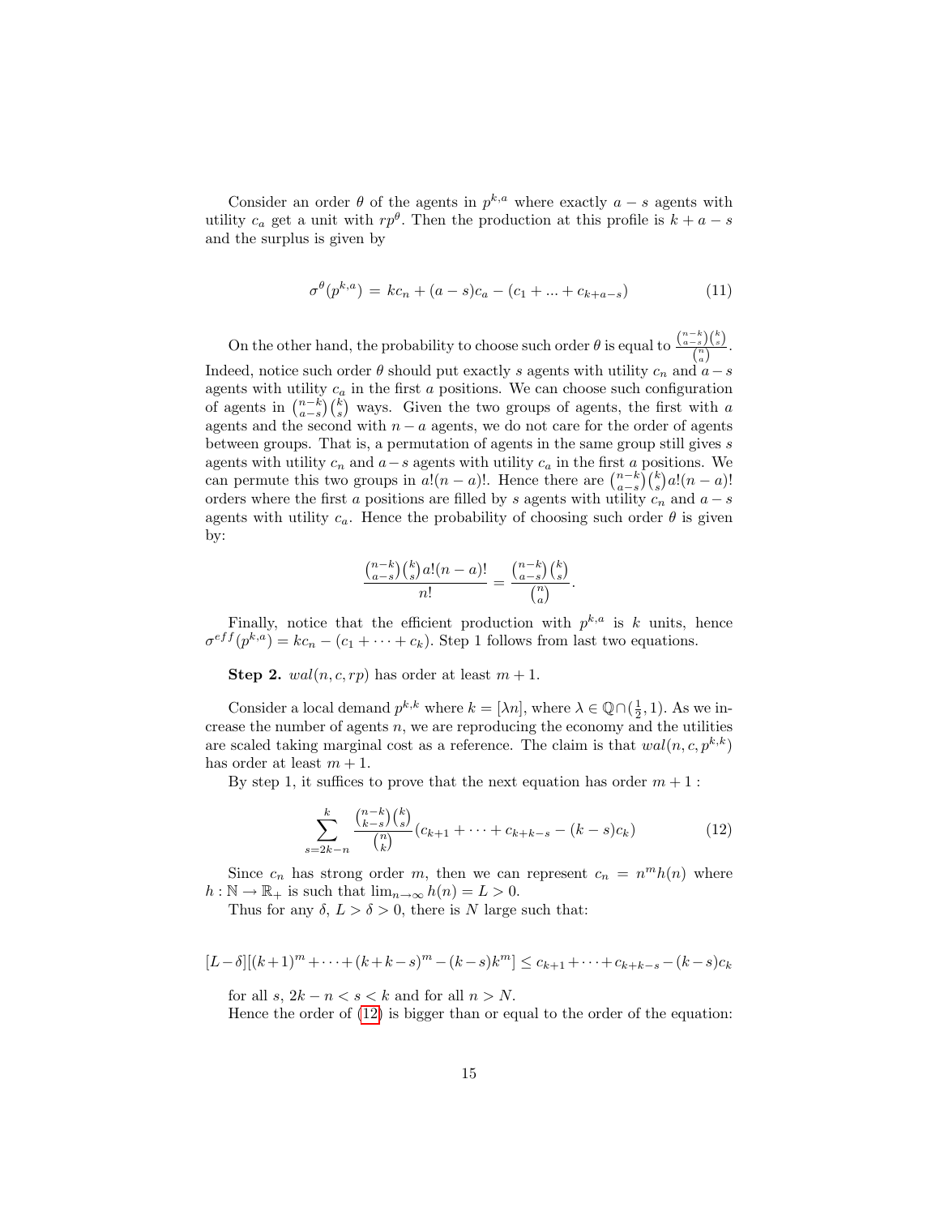Consider an order $\theta$ of the agents in $p^{k,a}$ where exactly $a-s$ agents with utility $c_a$ get a unit with $rp^{\theta}$. Then the production at this profile is $k+a-s$ and the surplus is given by

$$\sigma^{\theta}(p^{k,a}) = kc_n + (a-s)c_a - (c_1 + ... + c_{k+a-s}) \tag{11}$$

On the other hand, the probability to choose such order $\theta$ is equal to $\frac{\binom{n-k}{a-s}\binom{k}{s}}{\binom{n}{a}}$. Indeed, notice such order $\theta$ should put exactly $s$ agents with utility $c_n$ and $a-s$ agents with utility $c_a$ in the first $a$ positions. We can choose such configuration of agents in $\binom{n-k}{a-s}\binom{k}{s}$ ways. Given the two groups of agents, the first with $a$ agents and the second with $n-a$ agents, we do not care for the order of agents between groups. That is, a permutation of agents in the same group still gives $s$ agents with utility $c_n$ and $a-s$ agents with utility $c_a$ in the first $a$ positions. We can permute this two groups in $a!(n-a)!$. Hence there are $\binom{n-k}{a-s}\binom{k}{s}a!(n-a)!$ orders where the first $a$ positions are filled by $s$ agents with utility $c_n$ and $a-s$ agents with utility $c_a$. Hence the probability of choosing such order $\theta$ is given by:

$$\frac{\binom{n-k}{a-s}\binom{k}{s}a!(n-a)!}{n!} = \frac{\binom{n-k}{a-s}\binom{k}{s}}{\binom{n}{a}}.$$

Finally, notice that the efficient production with $p^{k,a}$ is $k$ units, hence $\sigma^{eff}(p^{k,a}) = kc_n - (c_1 + \cdots + c_k)$. Step 1 follows from last two equations.

**Step 2.** $wal(n, c, rp)$ has order at least $m+1$.

Consider a local demand $p^{k,k}$ where $k = [\lambda n]$, where $\lambda \in \mathbb{Q} \cap (\frac{1}{2}, 1)$. As we increase the number of agents $n$, we are reproducing the economy and the utilities are scaled taking marginal cost as a reference. The claim is that $wal(n, c, p^{k,k})$ has order at least $m+1$.

By step 1, it suffices to prove that the next equation has order $m+1$ :

$$\sum_{s=2k-n}^{k} \frac{\binom{n-k}{k-s}\binom{k}{s}}{\binom{n}{k}}(c_{k+1} + \cdots + c_{k+k-s} - (k-s)c_k) \tag{12}$$

Since $c_n$ has strong order $m$, then we can represent $c_n = n^m h(n)$ where $h : \mathbb{N} \to \mathbb{R}_+$ is such that $\lim_{n\to\infty} h(n) = L > 0$.

Thus for any $\delta$, $L > \delta > 0$, there is $N$ large such that:

$$[L-\delta][(k+1)^m + \cdots + (k+k-s)^m - (k-s)k^m] \leq c_{k+1} + \cdots + c_{k+k-s} - (k-s)c_k$$

for all $s$, $2k-n < s < k$ and for all $n > N$.

Hence the order of (12) is bigger than or equal to the order of the equation: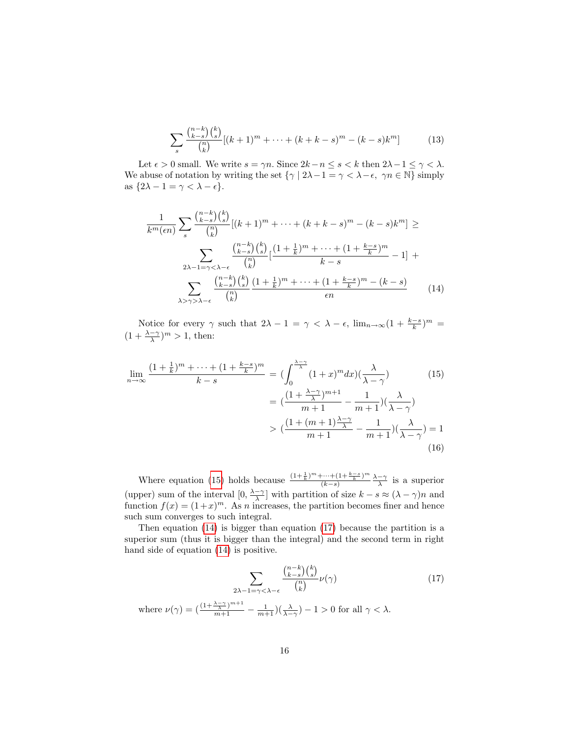$$\sum_{s} \frac{\binom{n-k}{k-s}\binom{k}{s}}{\binom{n}{k}}[(k+1)^m + \cdots + (k+k-s)^m - (k-s)k^m] \tag{13}$$

Let $\epsilon > 0$ small. We write $s = \gamma n$. Since $2k - n \leq s < k$ then $2\lambda - 1 \leq \gamma < \lambda$. We abuse of notation by writing the set $\{\gamma \mid 2\lambda - 1 = \gamma < \lambda - \epsilon,\ \gamma n \in \mathbb{N}\}$ simply as $\{2\lambda - 1 = \gamma < \lambda - \epsilon\}$.

$$\frac{1}{k^m(\epsilon n)} \sum_{s} \frac{\binom{n-k}{k-s}\binom{k}{s}}{\binom{n}{k}}[(k+1)^m + \cdots + (k+k-s)^m - (k-s)k^m] \geq$$
$$\sum_{2\lambda-1=\gamma<\lambda-\epsilon} \frac{\binom{n-k}{k-s}\binom{k}{s}}{\binom{n}{k}}\left[\frac{(1+\frac{1}{k})^m + \cdots + (1+\frac{k-s}{k})^m}{k-s} - 1\right] +$$
$$\sum_{\lambda>\gamma>\lambda-\epsilon} \frac{\binom{n-k}{k-s}\binom{k}{s}}{\binom{n}{k}} \frac{(1+\frac{1}{k})^m + \cdots + (1+\frac{k-s}{k})^m - (k-s)}{\epsilon n} \tag{14}$$

Notice for every $\gamma$ such that $2\lambda - 1 = \gamma < \lambda - \epsilon$, $\lim_{n\to\infty}(1 + \frac{k-s}{k})^m = (1 + \frac{\lambda-\gamma}{\lambda})^m > 1$, then:

$$\lim_{n\to\infty} \frac{(1+\frac{1}{k})^m + \cdots + (1+\frac{k-s}{k})^m}{k-s} = \left(\int_0^{\frac{\lambda-\gamma}{\lambda}} (1+x)^m dx\right)\left(\frac{\lambda}{\lambda-\gamma}\right) \tag{15}$$
$$= \left(\frac{(1+\frac{\lambda-\gamma}{\lambda})^{m+1}}{m+1} - \frac{1}{m+1}\right)\left(\frac{\lambda}{\lambda-\gamma}\right)$$
$$> \left(\frac{(1+(m+1)\frac{\lambda-\gamma}{\lambda}}{m+1} - \frac{1}{m+1}\right)\left(\frac{\lambda}{\lambda-\gamma}\right) = 1 \tag{16}$$

Where equation (15) holds because $\frac{(1+\frac{1}{k})^m + \cdots + (1+\frac{k-s}{k})^m}{(k-s)} \frac{\lambda-\gamma}{\lambda}$ is a superior (upper) sum of the interval $[0, \frac{\lambda-\gamma}{\lambda}]$ with partition of size $k - s \approx (\lambda - \gamma)n$ and function $f(x) = (1+x)^m$. As $n$ increases, the partition becomes finer and hence such sum converges to such integral.

Then equation (14) is bigger than equation (17) because the partition is a superior sum (thus it is bigger than the integral) and the second term in right hand side of equation (14) is positive.

$$\sum_{2\lambda-1=\gamma<\lambda-\epsilon} \frac{\binom{n-k}{k-s}\binom{k}{s}}{\binom{n}{k}} \nu(\gamma) \tag{17}$$

where $\nu(\gamma) = \left(\frac{(1+\frac{\lambda-\gamma}{\lambda})^{m+1}}{m+1} - \frac{1}{m+1}\right)\left(\frac{\lambda}{\lambda-\gamma}\right) - 1 > 0$ for all $\gamma < \lambda$.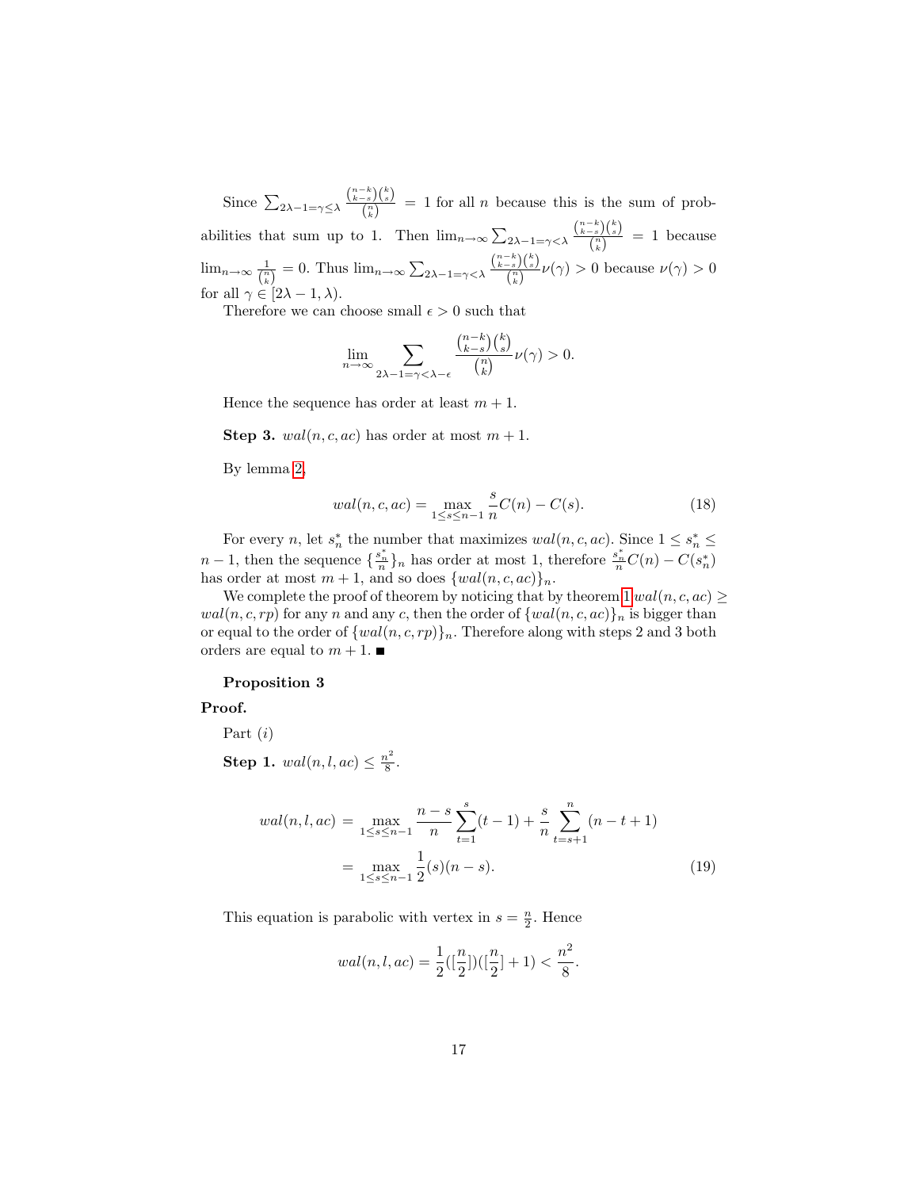Since $\sum_{2\lambda-1=\gamma\leq\lambda} \frac{\binom{n-k}{k-s}\binom{k}{s}}{\binom{n}{k}} = 1$ for all $n$ because this is the sum of probabilities that sum up to 1. Then $\lim_{n\to\infty}\sum_{2\lambda-1=\gamma<\lambda} \frac{\binom{n-k}{k-s}\binom{k}{s}}{\binom{n}{k}} = 1$ because $\lim_{n\to\infty}\frac{1}{\binom{n}{k}} = 0$. Thus $\lim_{n\to\infty}\sum_{2\lambda-1=\gamma<\lambda} \frac{\binom{n-k}{k-s}\binom{k}{s}}{\binom{n}{k}}\nu(\gamma) > 0$ because $\nu(\gamma) > 0$ for all $\gamma \in [2\lambda-1, \lambda)$.

Therefore we can choose small $\epsilon > 0$ such that

$$\lim_{n\to\infty}\sum_{2\lambda-1=\gamma<\lambda-\epsilon} \frac{\binom{n-k}{k-s}\binom{k}{s}}{\binom{n}{k}}\nu(\gamma) > 0.$$

Hence the sequence has order at least $m+1$.

**Step 3.** $wal(n,c,ac)$ has order at most $m+1$.

By lemma 2,

$$wal(n,c,ac) = \max_{1\leq s\leq n-1}\frac{s}{n}C(n) - C(s). \tag{18}$$

For every $n$, let $s_n^*$ the number that maximizes $wal(n,c,ac)$. Since $1 \leq s_n^* \leq n-1$, then the sequence $\{\frac{s_n^*}{n}\}_n$ has order at most 1, therefore $\frac{s_n^*}{n}C(n) - C(s_n^*)$ has order at most $m+1$, and so does $\{wal(n,c,ac)\}_n$.

We complete the proof of theorem by noticing that by theorem 1 $wal(n,c,ac) \geq wal(n,c,rp)$ for any $n$ and any $c$, then the order of $\{wal(n,c,ac)\}_n$ is bigger than or equal to the order of $\{wal(n,c,rp)\}_n$. Therefore along with steps 2 and 3 both orders are equal to $m+1$. ■

**Proposition 3**

**Proof.**

Part $(i)$

**Step 1.** $wal(n,l,ac) \leq \frac{n^2}{8}$.

$$\begin{aligned} wal(n,l,ac) &= \max_{1\leq s\leq n-1}\frac{n-s}{n}\sum_{t=1}^{s}(t-1) + \frac{s}{n}\sum_{t=s+1}^{n}(n-t+1) \\ &= \max_{1\leq s\leq n-1}\frac{1}{2}(s)(n-s). \end{aligned} \tag{19}$$

This equation is parabolic with vertex in $s = \frac{n}{2}$. Hence

$$wal(n,l,ac) = \frac{1}{2}([\frac{n}{2}])([\frac{n}{2}]+1) < \frac{n^2}{8}.$$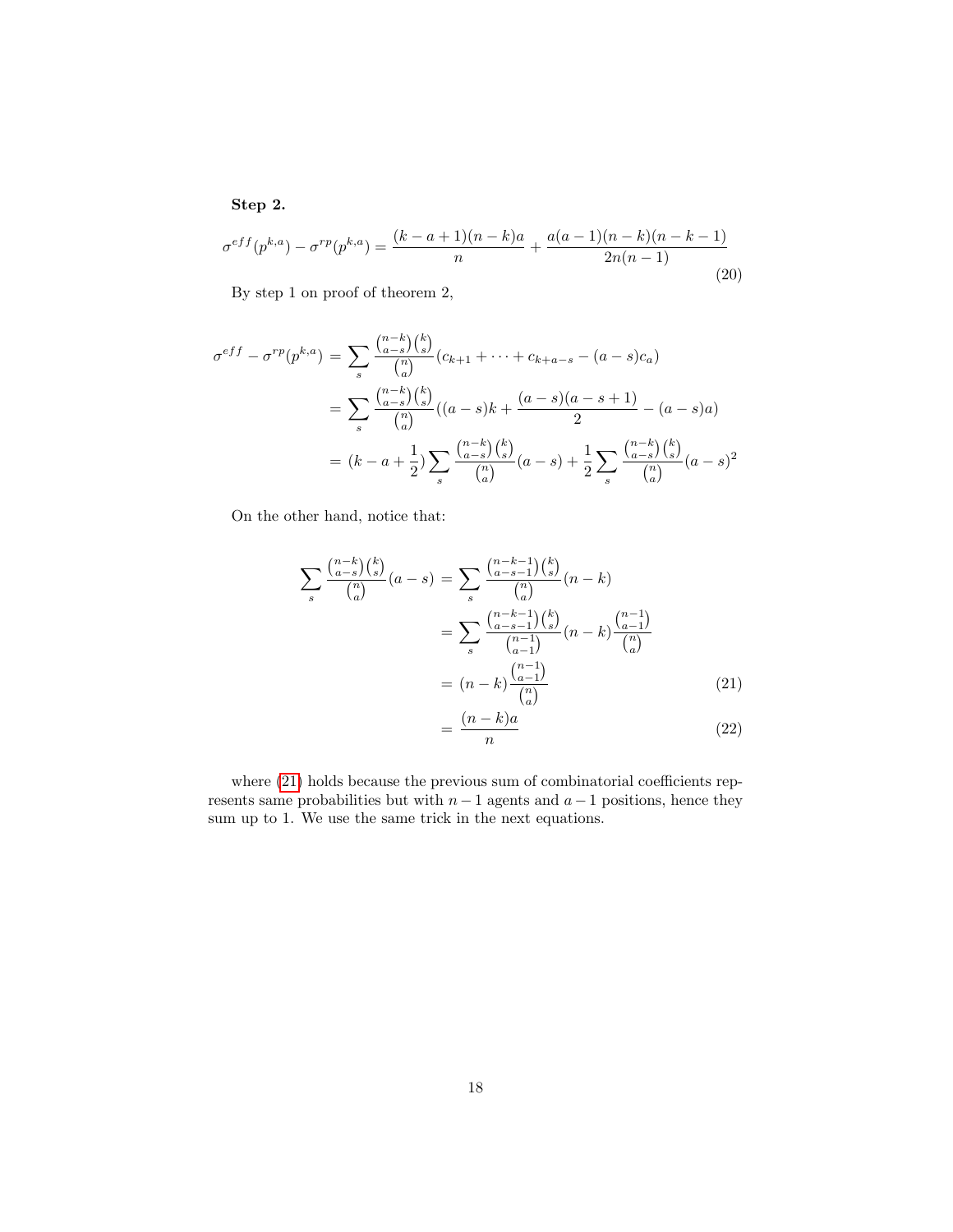**Step 2.**

$$\sigma^{eff}(p^{k,a}) - \sigma^{rp}(p^{k,a}) = \frac{(k-a+1)(n-k)a}{n} + \frac{a(a-1)(n-k)(n-k-1)}{2n(n-1)} \tag{20}$$

By step 1 on proof of theorem 2,

$$\begin{aligned}
\sigma^{eff} - \sigma^{rp}(p^{k,a}) &= \sum_s \frac{\binom{n-k}{a-s}\binom{k}{s}}{\binom{n}{a}}(c_{k+1} + \cdots + c_{k+a-s} - (a-s)c_a) \\
&= \sum_s \frac{\binom{n-k}{a-s}\binom{k}{s}}{\binom{n}{a}}((a-s)k + \frac{(a-s)(a-s+1)}{2} - (a-s)a) \\
&= (k - a + \frac{1}{2})\sum_s \frac{\binom{n-k}{a-s}\binom{k}{s}}{\binom{n}{a}}(a-s) + \frac{1}{2}\sum_s \frac{\binom{n-k}{a-s}\binom{k}{s}}{\binom{n}{a}}(a-s)^2
\end{aligned}$$

On the other hand, notice that:

$$\begin{aligned}
\sum_s \frac{\binom{n-k}{a-s}\binom{k}{s}}{\binom{n}{a}}(a-s) &= \sum_s \frac{\binom{n-k-1}{a-s-1}\binom{k}{s}}{\binom{n}{a}}(n-k) \\
&= \sum_s \frac{\binom{n-k-1}{a-s-1}\binom{k}{s}}{\binom{n-1}{a-1}}(n-k)\frac{\binom{n-1}{a-1}}{\binom{n}{a}} \\
&= (n-k)\frac{\binom{n-1}{a-1}}{\binom{n}{a}} \qquad (21) \\
&= \frac{(n-k)a}{n} \qquad (22)
\end{aligned}$$

where (21) holds because the previous sum of combinatorial coefficients represents same probabilities but with $n-1$ agents and $a-1$ positions, hence they sum up to 1. We use the same trick in the next equations.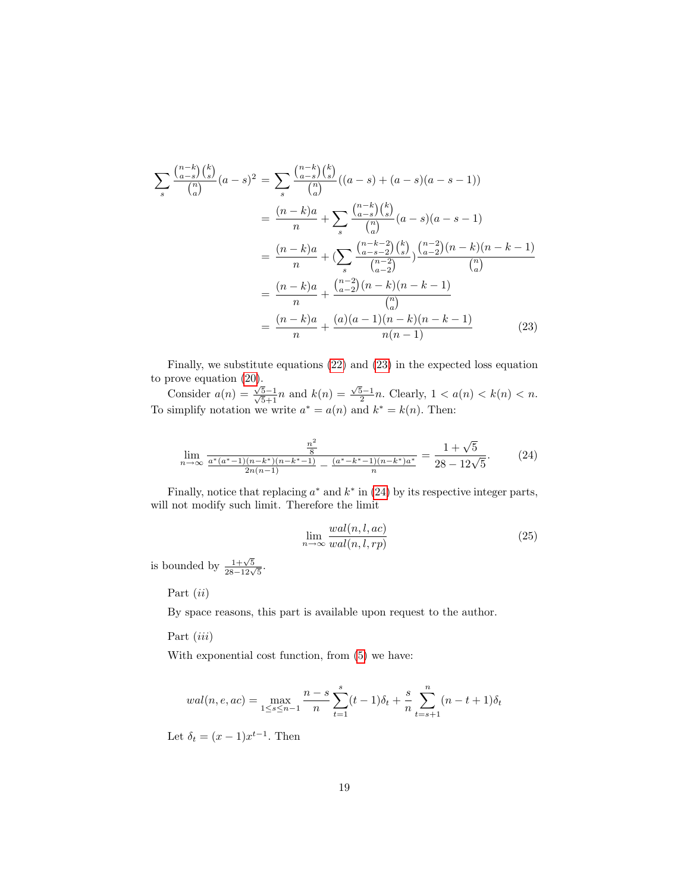$$
\begin{aligned}
\sum_s \frac{\binom{n-k}{a-s}\binom{k}{s}}{\binom{n}{a}}(a-s)^2 &= \sum_s \frac{\binom{n-k}{a-s}\binom{k}{s}}{\binom{n}{a}}((a-s)+(a-s)(a-s-1)) \\
&= \frac{(n-k)a}{n} + \sum_s \frac{\binom{n-k}{a-s}\binom{k}{s}}{\binom{n}{a}}(a-s)(a-s-1) \\
&= \frac{(n-k)a}{n} + (\sum_s \frac{\binom{n-k-2}{a-s-2}\binom{k}{s}}{\binom{n-2}{a-2}})\frac{\binom{n-2}{a-2}(n-k)(n-k-1)}{\binom{n}{a}} \\
&= \frac{(n-k)a}{n} + \frac{\binom{n-2}{a-2}(n-k)(n-k-1)}{\binom{n}{a}} \\
&= \frac{(n-k)a}{n} + \frac{(a)(a-1)(n-k)(n-k-1)}{n(n-1)} \qquad (23)
\end{aligned}
$$

Finally, we substitute equations (22) and (23) in the expected loss equation to prove equation (20).

Consider $a(n) = \frac{\sqrt{5}-1}{\sqrt{5}+1}n$ and $k(n) = \frac{\sqrt{5}-1}{2}n$. Clearly, $1 < a(n) < k(n) < n$. To simplify notation we write $a^* = a(n)$ and $k^* = k(n)$. Then:

$$
\lim_{n\to\infty} \frac{\frac{n^2}{8}}{\frac{a^*(a^*-1)(n-k^*)(n-k^*-1)}{2n(n-1)} - \frac{(a^*-k^*-1)(n-k^*)a^*}{n}} = \frac{1+\sqrt{5}}{28-12\sqrt{5}}. \qquad (24)
$$

Finally, notice that replacing $a^*$ and $k^*$ in (24) by its respective integer parts, will not modify such limit. Therefore the limit

$$
\lim_{n\to\infty} \frac{wal(n,l,ac)}{wal(n,l,rp)} \qquad (25)
$$

is bounded by $\frac{1+\sqrt{5}}{28-12\sqrt{5}}$.

Part $(ii)$

By space reasons, this part is available upon request to the author.

Part $(iii)$

With exponential cost function, from (5) we have:

$$
wal(n,e,ac) = \max_{1\le s\le n-1} \frac{n-s}{n}\sum_{t=1}^{s}(t-1)\delta_t + \frac{s}{n}\sum_{t=s+1}^{n}(n-t+1)\delta_t
$$

Let $\delta_t = (x-1)x^{t-1}$. Then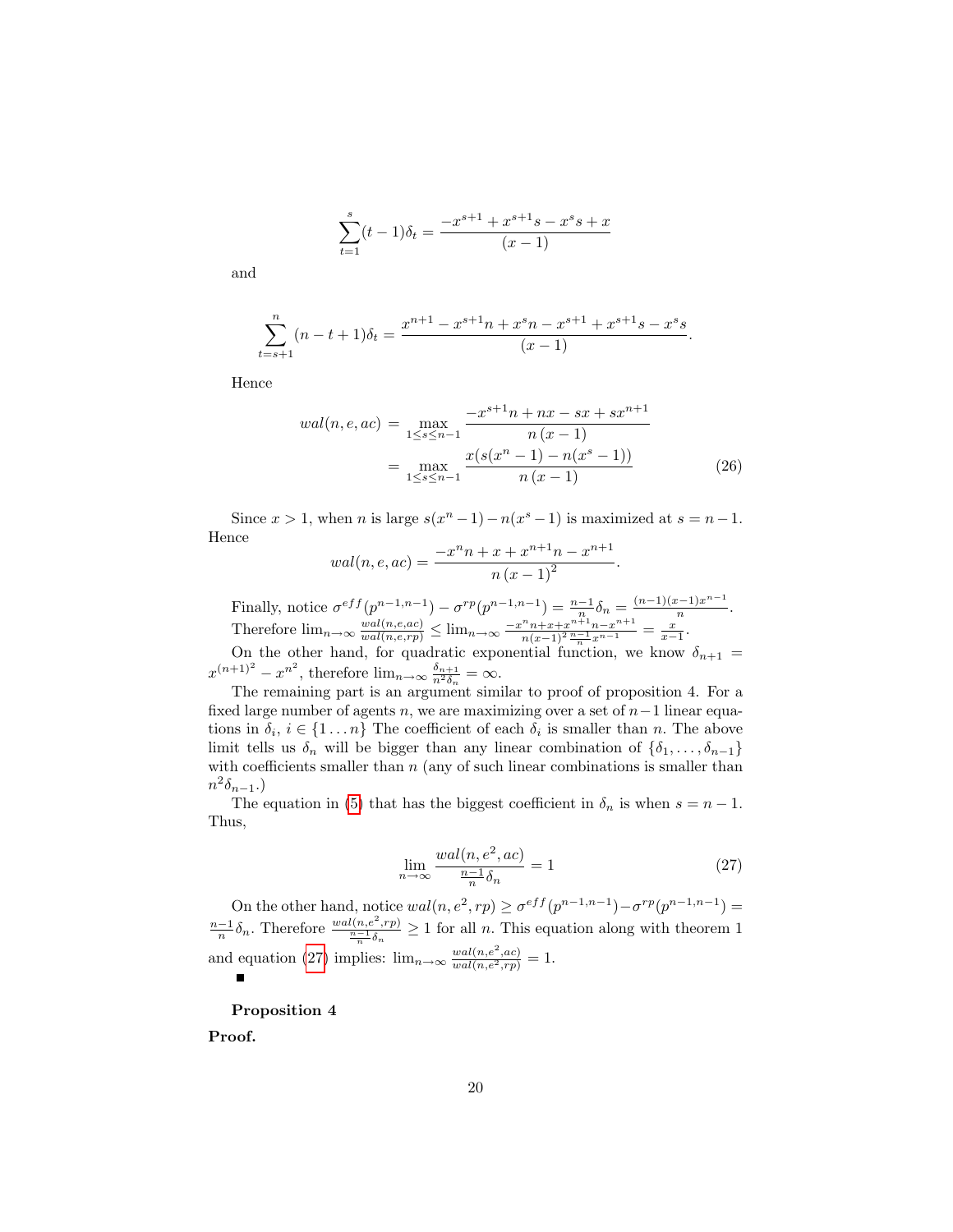$$\sum_{t=1}^{s}(t-1)\delta_t = \frac{-x^{s+1}+x^{s+1}s-x^s s+x}{(x-1)}$$

and

$$\sum_{t=s+1}^{n}(n-t+1)\delta_t = \frac{x^{n+1}-x^{s+1}n+x^s n-x^{s+1}+x^{s+1}s-x^s s}{(x-1)}.$$

Hence

$$\begin{aligned} wal(n,e,ac) &= \max_{1\le s\le n-1} \frac{-x^{s+1}n+nx-sx+sx^{n+1}}{n\,(x-1)} \\ &= \max_{1\le s\le n-1} \frac{x(s(x^n-1)-n(x^s-1))}{n\,(x-1)} \end{aligned} \tag{26}$$

Since $x>1$, when $n$ is large $s(x^n-1)-n(x^s-1)$ is maximized at $s=n-1$. Hence

$$wal(n,e,ac) = \frac{-x^n n+x+x^{n+1}n-x^{n+1}}{n\,(x-1)^2}.$$

Finally, notice $\sigma^{eff}(p^{n-1,n-1})-\sigma^{rp}(p^{n-1,n-1}) = \frac{n-1}{n}\delta_n = \frac{(n-1)(x-1)x^{n-1}}{n}$. Therefore $\lim_{n\to\infty}\frac{wal(n,e,ac)}{wal(n,e,rp)} \le \lim_{n\to\infty}\frac{-x^n n+x+x^{n+1}n-x^{n+1}}{n(x-1)^2\frac{n-1}{n}x^{n-1}} = \frac{x}{x-1}$.

On the other hand, for quadratic exponential function, we know $\delta_{n+1} = x^{(n+1)^2}-x^{n^2}$, therefore $\lim_{n\to\infty}\frac{\delta_{n+1}}{n^2\delta_n} = \infty$.

The remaining part is an argument similar to proof of proposition 4. For a fixed large number of agents $n$, we are maximizing over a set of $n-1$ linear equations in $\delta_i$, $i\in\{1\dots n\}$ The coefficient of each $\delta_i$ is smaller than $n$. The above limit tells us $\delta_n$ will be bigger than any linear combination of $\{\delta_1,\dots,\delta_{n-1}\}$ with coefficients smaller than $n$ (any of such linear combinations is smaller than $n^2\delta_{n-1}$.)

The equation in (5) that has the biggest coefficient in $\delta_n$ is when $s=n-1$. Thus,

$$\lim_{n\to\infty}\frac{wal(n,e^2,ac)}{\frac{n-1}{n}\delta_n} = 1 \tag{27}$$

On the other hand, notice $wal(n,e^2,rp) \ge \sigma^{eff}(p^{n-1,n-1})-\sigma^{rp}(p^{n-1,n-1}) = \frac{n-1}{n}\delta_n$. Therefore $\frac{wal(n,e^2,rp)}{\frac{n-1}{n}\delta_n} \ge 1$ for all $n$. This equation along with theorem 1 and equation (27) implies: $\lim_{n\to\infty}\frac{wal(n,e^2,ac)}{wal(n,e^2,rp)} = 1$.

■

**Proposition 4**

**Proof.**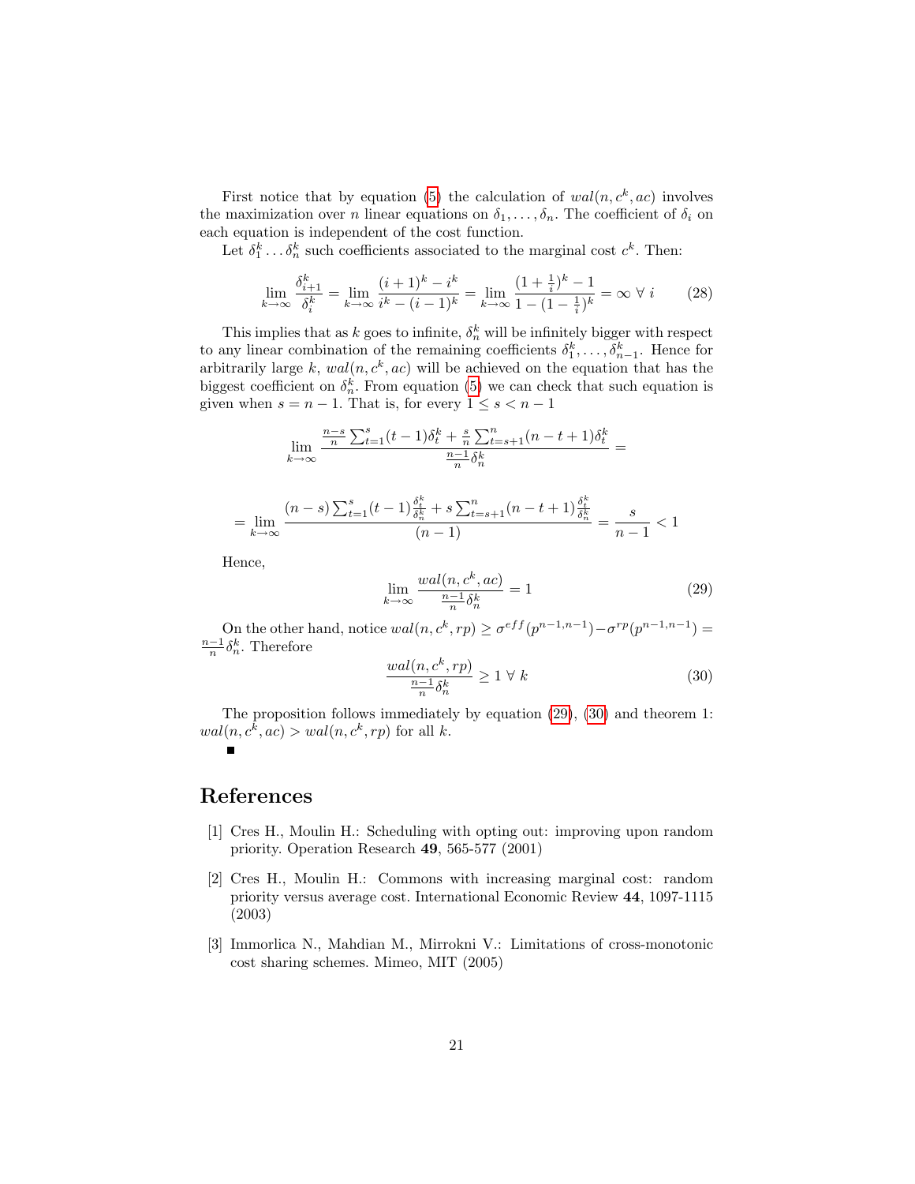First notice that by equation (5) the calculation of $wal(n, c^k, ac)$ involves the maximization over $n$ linear equations on $\delta_1, \ldots, \delta_n$. The coefficient of $\delta_i$ on each equation is independent of the cost function.

Let $\delta_1^k \ldots \delta_n^k$ such coefficients associated to the marginal cost $c^k$. Then:

$$\lim_{k\to\infty} \frac{\delta_{i+1}^k}{\delta_i^k} = \lim_{k\to\infty} \frac{(i+1)^k - i^k}{i^k - (i-1)^k} = \lim_{k\to\infty} \frac{(1+\frac{1}{i})^k - 1}{1-(1-\frac{1}{i})^k} = \infty \ \forall \ i \tag{28}$$

This implies that as $k$ goes to infinite, $\delta_n^k$ will be infinitely bigger with respect to any linear combination of the remaining coefficients $\delta_1^k, \ldots, \delta_{n-1}^k$. Hence for arbitrarily large $k$, $wal(n, c^k, ac)$ will be achieved on the equation that has the biggest coefficient on $\delta_n^k$. From equation (5) we can check that such equation is given when $s = n-1$. That is, for every $1 \leq s < n-1$

$$\lim_{k\to\infty} \frac{\frac{n-s}{n}\sum_{t=1}^{s}(t-1)\delta_t^k + \frac{s}{n}\sum_{t=s+1}^{n}(n-t+1)\delta_t^k}{\frac{n-1}{n}\delta_n^k} =$$

$$= \lim_{k\to\infty} \frac{(n-s)\sum_{t=1}^{s}(t-1)\frac{\delta_t^k}{\delta_n^k} + s\sum_{t=s+1}^{n}(n-t+1)\frac{\delta_t^k}{\delta_n^k}}{(n-1)} = \frac{s}{n-1} < 1$$

Hence,

$$\lim_{k\to\infty} \frac{wal(n, c^k, ac)}{\frac{n-1}{n}\delta_n^k} = 1 \tag{29}$$

On the other hand, notice $wal(n, c^k, rp) \geq \sigma^{eff}(p^{n-1,n-1}) - \sigma^{rp}(p^{n-1,n-1}) = \frac{n-1}{n}\delta_n^k$. Therefore

$$\frac{wal(n, c^k, rp)}{\frac{n-1}{n}\delta_n^k} \geq 1 \ \forall \ k \tag{30}$$

The proposition follows immediately by equation (29), (30) and theorem 1: $wal(n, c^k, ac) > wal(n, c^k, rp)$ for all $k$.

■

## References

[1] Cres H., Moulin H.: Scheduling with opting out: improving upon random priority. Operation Research **49**, 565-577 (2001)

[2] Cres H., Moulin H.: Commons with increasing marginal cost: random priority versus average cost. International Economic Review **44**, 1097-1115 (2003)

[3] Immorlica N., Mahdian M., Mirrokni V.: Limitations of cross-monotonic cost sharing schemes. Mimeo, MIT (2005)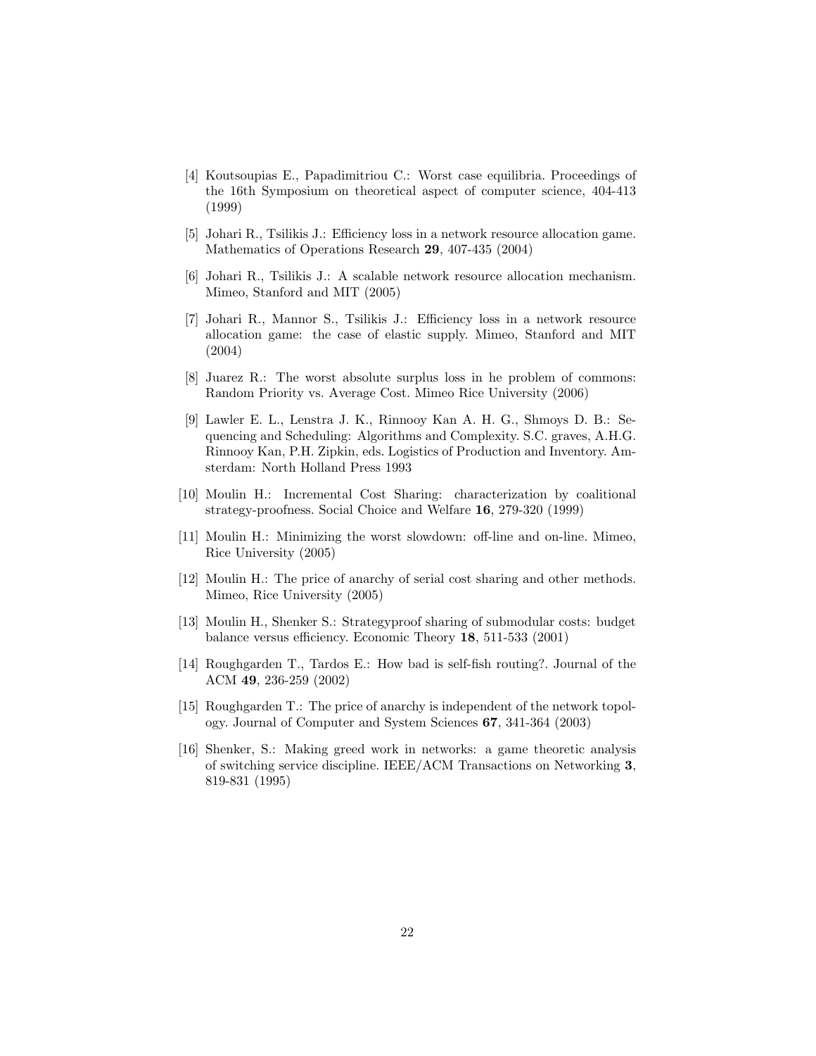[4] Koutsoupias E., Papadimitriou C.: Worst case equilibria. Proceedings of the 16th Symposium on theoretical aspect of computer science, 404-413 (1999)

[5] Johari R., Tsilikis J.: Efficiency loss in a network resource allocation game. Mathematics of Operations Research **29**, 407-435 (2004)

[6] Johari R., Tsilikis J.: A scalable network resource allocation mechanism. Mimeo, Stanford and MIT (2005)

[7] Johari R., Mannor S., Tsilikis J.: Efficiency loss in a network resource allocation game: the case of elastic supply. Mimeo, Stanford and MIT (2004)

[8] Juarez R.: The worst absolute surplus loss in he problem of commons: Random Priority vs. Average Cost. Mimeo Rice University (2006)

[9] Lawler E. L., Lenstra J. K., Rinnooy Kan A. H. G., Shmoys D. B.: Sequencing and Scheduling: Algorithms and Complexity. S.C. graves, A.H.G. Rinnooy Kan, P.H. Zipkin, eds. Logistics of Production and Inventory. Amsterdam: North Holland Press 1993

[10] Moulin H.: Incremental Cost Sharing: characterization by coalitional strategy-proofness. Social Choice and Welfare **16**, 279-320 (1999)

[11] Moulin H.: Minimizing the worst slowdown: off-line and on-line. Mimeo, Rice University (2005)

[12] Moulin H.: The price of anarchy of serial cost sharing and other methods. Mimeo, Rice University (2005)

[13] Moulin H., Shenker S.: Strategyproof sharing of submodular costs: budget balance versus efficiency. Economic Theory **18**, 511-533 (2001)

[14] Roughgarden T., Tardos E.: How bad is self-fish routing?. Journal of the ACM **49**, 236-259 (2002)

[15] Roughgarden T.: The price of anarchy is independent of the network topology. Journal of Computer and System Sciences **67**, 341-364 (2003)

[16] Shenker, S.: Making greed work in networks: a game theoretic analysis of switching service discipline. IEEE/ACM Transactions on Networking **3**, 819-831 (1995)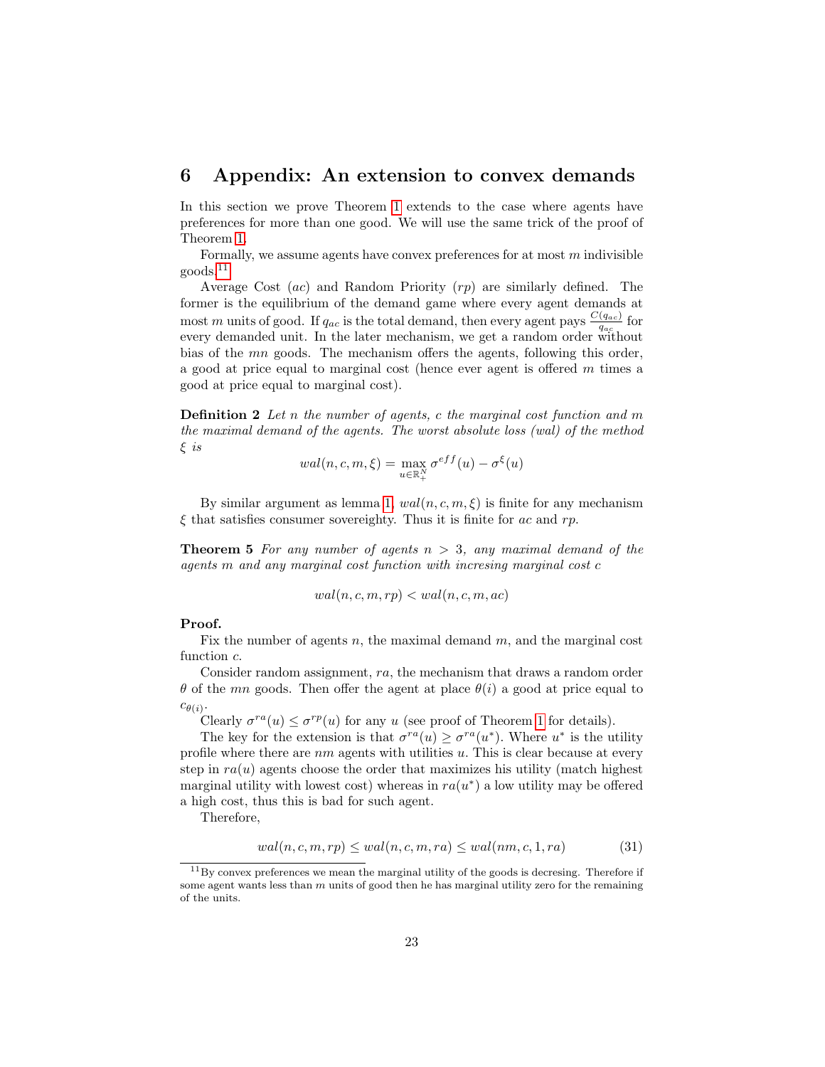# 6 Appendix: An extension to convex demands

In this section we prove Theorem 1 extends to the case where agents have preferences for more than one good. We will use the same trick of the proof of Theorem 1.

Formally, we assume agents have convex preferences for at most $m$ indivisible goods.[11]

Average Cost ($ac$) and Random Priority ($rp$) are similarly defined. The former is the equilibrium of the demand game where every agent demands at most $m$ units of good. If $q_{ac}$ is the total demand, then every agent pays $\frac{C(q_{ac})}{q_{ac}}$ for every demanded unit. In the later mechanism, we get a random order without bias of the $mn$ goods. The mechanism offers the agents, following this order, a good at price equal to marginal cost (hence ever agent is offered $m$ times a good at price equal to marginal cost).

**Definition 2** *Let $n$ the number of agents, $c$ the marginal cost function and $m$ the maximal demand of the agents. The worst absolute loss (wal) of the method $\xi$ is*

$$wal(n, c, m, \xi) = \max_{u \in \mathbb{R}^N_+} \sigma^{eff}(u) - \sigma^{\xi}(u)$$

By similar argument as lemma 1, $wal(n, c, m, \xi)$ is finite for any mechanism $\xi$ that satisfies consumer sovereighty. Thus it is finite for $ac$ and $rp$.

**Theorem 5** *For any number of agents $n > 3$, any maximal demand of the agents $m$ and any marginal cost function with incresing marginal cost $c$*

$$wal(n, c, m, rp) < wal(n, c, m, ac)$$

**Proof.**

Fix the number of agents $n$, the maximal demand $m$, and the marginal cost function $c$.

Consider random assignment, $ra$, the mechanism that draws a random order $\theta$ of the $mn$ goods. Then offer the agent at place $\theta(i)$ a good at price equal to $c_{\theta(i)}$.

Clearly $\sigma^{ra}(u) \leq \sigma^{rp}(u)$ for any $u$ (see proof of Theorem 1 for details).

The key for the extension is that $\sigma^{ra}(u) \geq \sigma^{ra}(u^*)$. Where $u^*$ is the utility profile where there are $nm$ agents with utilities $u$. This is clear because at every step in $ra(u)$ agents choose the order that maximizes his utility (match highest marginal utility with lowest cost) whereas in $ra(u^*)$ a low utility may be offered a high cost, thus this is bad for such agent.

Therefore,

$$wal(n, c, m, rp) \leq wal(n, c, m, ra) \leq wal(nm, c, 1, ra) \tag{31}$$

[11] By convex preferences we mean the marginal utility of the goods is decresing. Therefore if some agent wants less than $m$ units of good then he has marginal utility zero for the remaining of the units.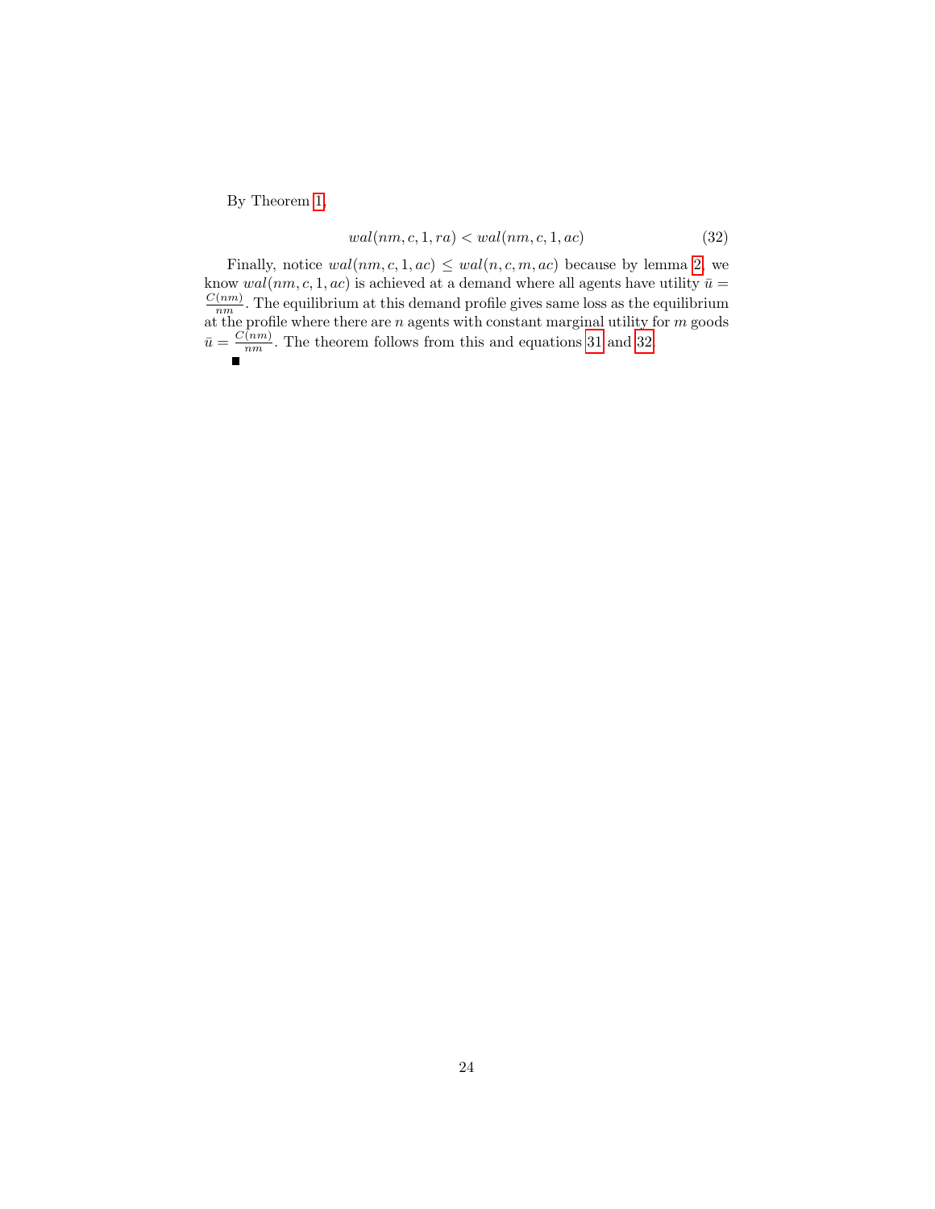By Theorem 1,

$$wal(nm, c, 1, ra) < wal(nm, c, 1, ac) \tag{32}$$

Finally, notice $wal(nm, c, 1, ac) \leq wal(n, c, m, ac)$ because by lemma 2, we know $wal(nm, c, 1, ac)$ is achieved at a demand where all agents have utility $\bar{u} = \frac{C(nm)}{nm}$. The equilibrium at this demand profile gives same loss as the equilibrium at the profile where there are $n$ agents with constant marginal utility for $m$ goods $\bar{u} = \frac{C(nm)}{nm}$. The theorem follows from this and equations 31 and 32.

■